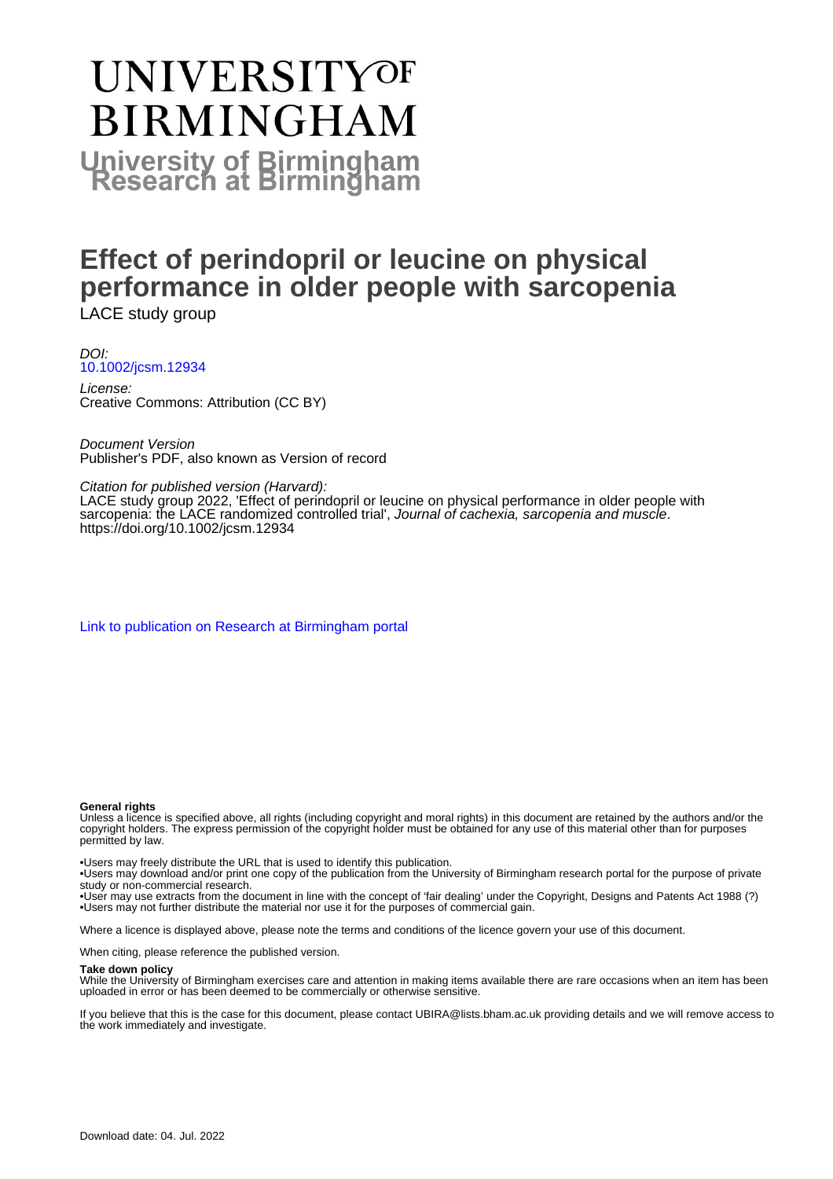# UNIVERSITY OF BIRMINGHAM

## University of Birmingham Research at Birmingham

# Effect of perindopril or leucine on physical performance in older people with sarcopenia

LACE study group

*DOI:*
[10.1002/jcsm.12934](https://doi.org/10.1002/jcsm.12934)

*License:*
Creative Commons: Attribution (CC BY)

*Document Version*
Publisher's PDF, also known as Version of record

*Citation for published version (Harvard):*
LACE study group 2022, 'Effect of perindopril or leucine on physical performance in older people with sarcopenia: the LACE randomized controlled trial', *Journal of cachexia, sarcopenia and muscle*. https://doi.org/10.1002/jcsm.12934

Link to publication on Research at Birmingham portal

**General rights**

Unless a licence is specified above, all rights (including copyright and moral rights) in this document are retained by the authors and/or the copyright holders. The express permission of the copyright holder must be obtained for any use of this material other than for purposes permitted by law.

•Users may freely distribute the URL that is used to identify this publication.
•Users may download and/or print one copy of the publication from the University of Birmingham research portal for the purpose of private study or non-commercial research.
•User may use extracts from the document in line with the concept of 'fair dealing' under the Copyright, Designs and Patents Act 1988 (?)
•Users may not further distribute the material nor use it for the purposes of commercial gain.

Where a licence is displayed above, please note the terms and conditions of the licence govern your use of this document.

When citing, please reference the published version.

**Take down policy**

While the University of Birmingham exercises care and attention in making items available there are rare occasions when an item has been uploaded in error or has been deemed to be commercially or otherwise sensitive.

If you believe that this is the case for this document, please contact UBIRA@lists.bham.ac.uk providing details and we will remove access to the work immediately and investigate.

Download date: 04. Jul. 2022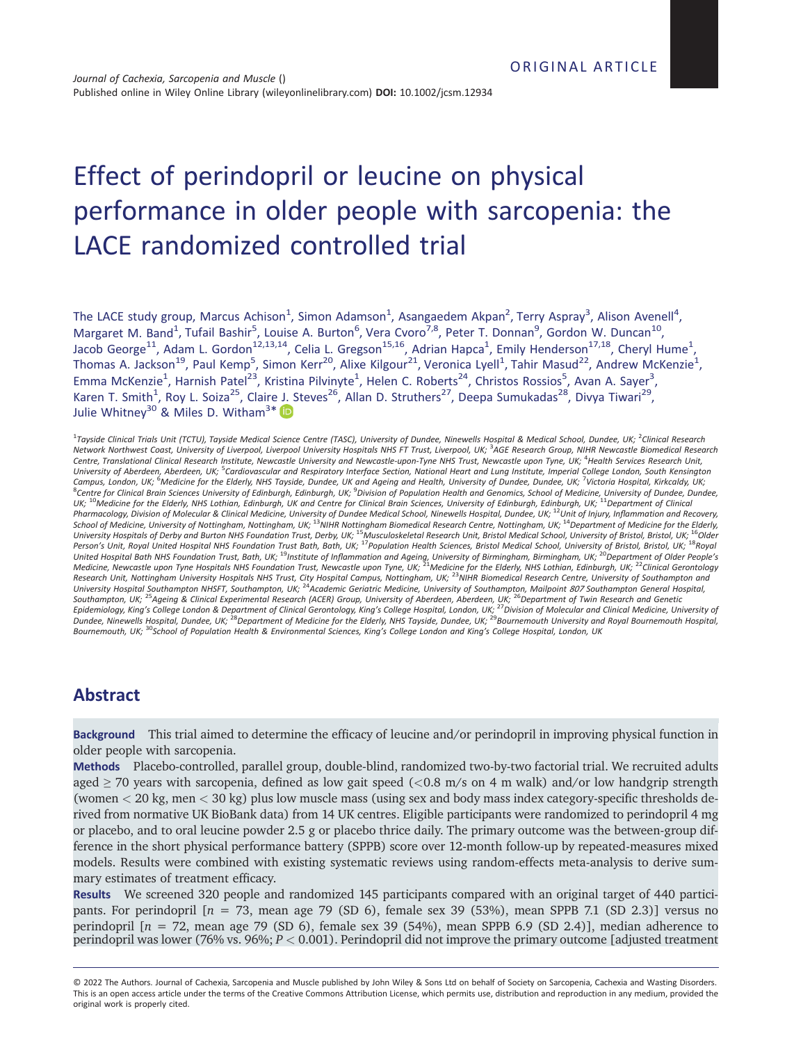ORIGINAL ARTICLE

*Journal of Cachexia, Sarcopenia and Muscle* ()
Published online in Wiley Online Library (wileyonlinelibrary.com) **DOI:** 10.1002/jcsm.12934

# Effect of perindopril or leucine on physical performance in older people with sarcopenia: the LACE randomized controlled trial

The LACE study group, Marcus Achison[1], Simon Adamson[1], Asangaedem Akpan[2], Terry Aspray[3], Alison Avenell[4], Margaret M. Band[1], Tufail Bashir[5], Louise A. Burton[6], Vera Cvoro[7,8], Peter T. Donnan[9], Gordon W. Duncan[10], Jacob George[11], Adam L. Gordon[12,13,14], Celia L. Gregson[15,16], Adrian Hapca[1], Emily Henderson[17,18], Cheryl Hume[1], Thomas A. Jackson[19], Paul Kemp[5], Simon Kerr[20], Alixe Kilgour[21], Veronica Lyell[1], Tahir Masud[22], Andrew McKenzie[1], Emma McKenzie[1], Harnish Patel[23], Kristina Pilvinyte[1], Helen C. Roberts[24], Christos Rossios[5], Avan A. Sayer[3], Karen T. Smith[1], Roy L. Soiza[25], Claire J. Steves[26], Allan D. Struthers[27], Deepa Sumukadas[28], Divya Tiwari[29], Julie Whitney[30] & Miles D. Witham[3]*

[1]*Tayside Clinical Trials Unit (TCTU), Tayside Medical Science Centre (TASC), University of Dundee, Ninewells Hospital & Medical School, Dundee, UK;* [2]*Clinical Research Network Northwest Coast, University of Liverpool, Liverpool University Hospitals NHS FT Trust, Liverpool, UK;* [3]*AGE Research Group, NIHR Newcastle Biomedical Research Centre, Translational Clinical Research Institute, Newcastle University and Newcastle-upon-Tyne NHS Trust, Newcastle upon Tyne, UK;* [4]*Health Services Research Unit, University of Aberdeen, Aberdeen, UK;* [5]*Cardiovascular and Respiratory Interface Section, National Heart and Lung Institute, Imperial College London, South Kensington Campus, London, UK;* [6]*Medicine for the Elderly, NHS Tayside, Dundee, UK and Ageing and Health, University of Dundee, Dundee, UK;* [7]*Victoria Hospital, Kirkcaldy, UK;* [8]*Centre for Clinical Brain Sciences University of Edinburgh, Edinburgh, UK;* [9]*Division of Population Health and Genomics, School of Medicine, University of Dundee, Dundee, UK;* [10]*Medicine for the Elderly, NHS Lothian, Edinburgh, UK and Centre for Clinical Brain Sciences, University of Edinburgh, Edinburgh, UK;* [11]*Department of Clinical Pharmacology, Division of Molecular & Clinical Medicine, University of Dundee Medical School, Ninewells Hospital, Dundee, UK;* [12]*Unit of Injury, Inflammation and Recovery, School of Medicine, University of Nottingham, Nottingham, UK;* [13]*NIHR Nottingham Biomedical Research Centre, Nottingham, UK;* [14]*Department of Medicine for the Elderly, University Hospitals of Derby and Burton NHS Foundation Trust, Derby, UK;* [15]*Musculoskeletal Research Unit, Bristol Medical School, University of Bristol, Bristol, UK;* [16]*Older Person's Unit, Royal United Hospital NHS Foundation Trust Bath, Bath, UK;* [17]*Population Health Sciences, Bristol Medical School, University of Bristol, Bristol, UK;* [18]*Royal United Hospital Bath NHS Foundation Trust, Bath, UK;* [19]*Institute of Inflammation and Ageing, University of Birmingham, Birmingham, UK;* [20]*Department of Older People's Medicine, Newcastle upon Tyne Hospitals NHS Foundation Trust, Newcastle upon Tyne, UK;* [21]*Medicine for the Elderly, NHS Lothian, Edinburgh, UK;* [22]*Clinical Gerontology Research Unit, Nottingham University Hospitals NHS Trust, City Hospital Campus, Nottingham, UK;* [23]*NIHR Biomedical Research Centre, University of Southampton and University Hospital Southampton NHSFT, Southampton, UK;* [24]*Academic Geriatric Medicine, University of Southampton, Mailpoint 807 Southampton General Hospital, Southampton, UK;* [25]*Ageing & Clinical Experimental Research (ACER) Group, University of Aberdeen, Aberdeen, UK;* [26]*Department of Twin Research and Genetic Epidemiology, King's College London & Department of Clinical Gerontology, King's College Hospital, London, UK;* [27]*Division of Molecular and Clinical Medicine, University of Dundee, Ninewells Hospital, Dundee, UK;* [28]*Department of Medicine for the Elderly, NHS Tayside, Dundee, UK;* [29]*Bournemouth University and Royal Bournemouth Hospital, Bournemouth, UK;* [30]*School of Population Health & Environmental Sciences, King's College London and King's College Hospital, London, UK*

## Abstract

**Background** This trial aimed to determine the efficacy of leucine and/or perindopril in improving physical function in older people with sarcopenia.

**Methods** Placebo-controlled, parallel group, double-blind, randomized two-by-two factorial trial. We recruited adults aged ≥ 70 years with sarcopenia, defined as low gait speed (<0.8 m/s on 4 m walk) and/or low handgrip strength (women < 20 kg, men < 30 kg) plus low muscle mass (using sex and body mass index category-specific thresholds derived from normative UK BioBank data) from 14 UK centres. Eligible participants were randomized to perindopril 4 mg or placebo, and to oral leucine powder 2.5 g or placebo thrice daily. The primary outcome was the between-group difference in the short physical performance battery (SPPB) score over 12-month follow-up by repeated-measures mixed models. Results were combined with existing systematic reviews using random-effects meta-analysis to derive summary estimates of treatment efficacy.

**Results** We screened 320 people and randomized 145 participants compared with an original target of 440 participants. For perindopril [$n$ = 73, mean age 79 (SD 6), female sex 39 (53%), mean SPPB 7.1 (SD 2.3)] versus no perindopril [$n$ = 72, mean age 79 (SD 6), female sex 39 (54%), mean SPPB 6.9 (SD 2.4)], median adherence to perindopril was lower (76% vs. 96%; $P < 0.001$). Perindopril did not improve the primary outcome [adjusted treatment

© 2022 The Authors. Journal of Cachexia, Sarcopenia and Muscle published by John Wiley & Sons Ltd on behalf of Society on Sarcopenia, Cachexia and Wasting Disorders. This is an open access article under the terms of the Creative Commons Attribution License, which permits use, distribution and reproduction in any medium, provided the original work is properly cited.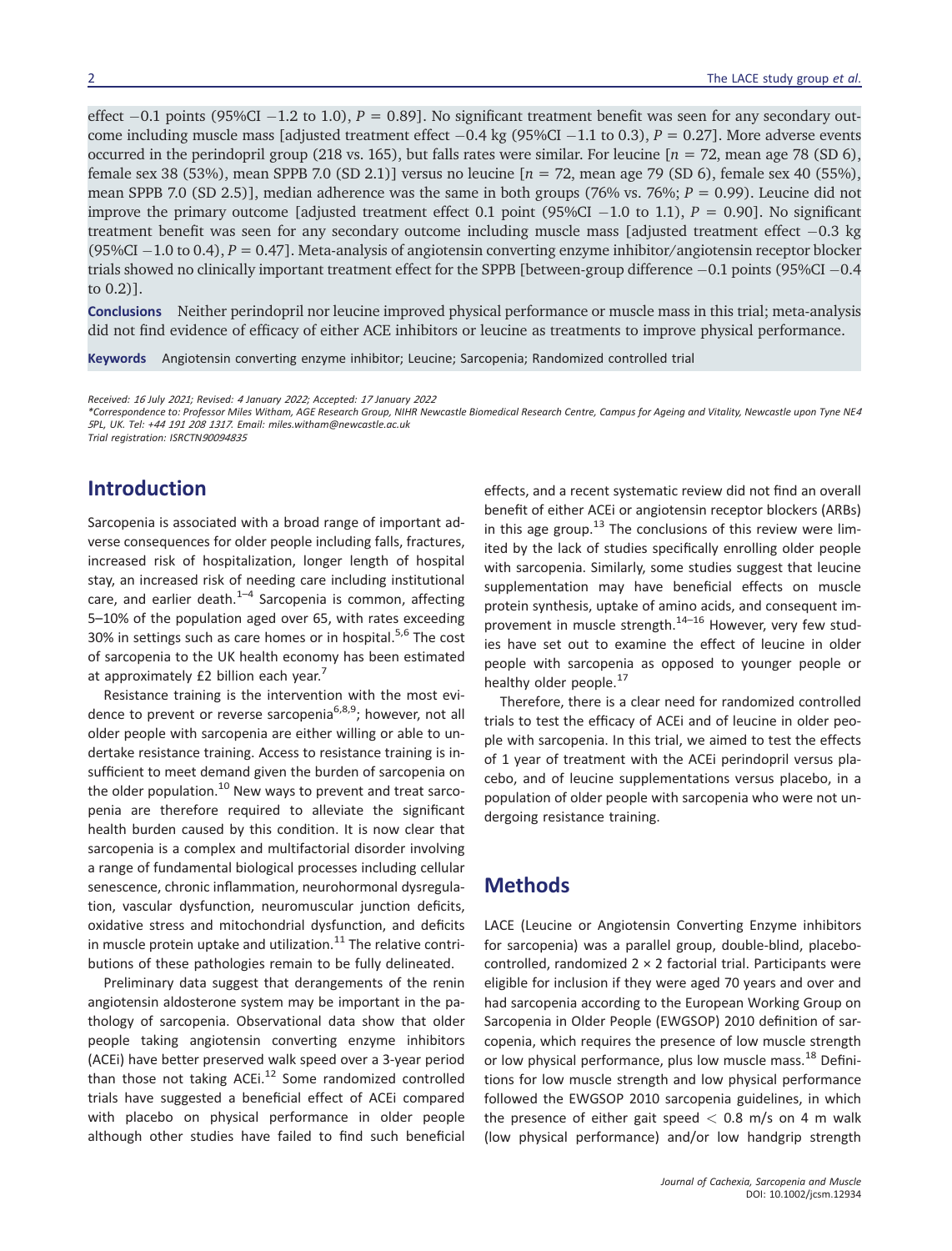effect −0.1 points (95%CI −1.2 to 1.0), $P = 0.89$]. No significant treatment benefit was seen for any secondary outcome including muscle mass [adjusted treatment effect −0.4 kg (95%CI −1.1 to 0.3), $P = 0.27$]. More adverse events occurred in the perindopril group (218 vs. 165), but falls rates were similar. For leucine [$n = 72$, mean age 78 (SD 6), female sex 38 (53%), mean SPPB 7.0 (SD 2.1)] versus no leucine [$n = 72$, mean age 79 (SD 6), female sex 40 (55%), mean SPPB 7.0 (SD 2.5)], median adherence was the same in both groups (76% vs. 76%; $P = 0.99$). Leucine did not improve the primary outcome [adjusted treatment effect 0.1 point (95%CI −1.0 to 1.1), $P = 0.90$]. No significant treatment benefit was seen for any secondary outcome including muscle mass [adjusted treatment effect −0.3 kg (95%CI −1.0 to 0.4), $P = 0.47$]. Meta-analysis of angiotensin converting enzyme inhibitor/angiotensin receptor blocker trials showed no clinically important treatment effect for the SPPB [between-group difference −0.1 points (95%CI −0.4 to 0.2)].

**Conclusions** Neither perindopril nor leucine improved physical performance or muscle mass in this trial; meta-analysis did not find evidence of efficacy of either ACE inhibitors or leucine as treatments to improve physical performance.

**Keywords** Angiotensin converting enzyme inhibitor; Leucine; Sarcopenia; Randomized controlled trial

*Received: 16 July 2021; Revised: 4 January 2022; Accepted: 17 January 2022*

*\*Correspondence to: Professor Miles Witham, AGE Research Group, NIHR Newcastle Biomedical Research Centre, Campus for Ageing and Vitality, Newcastle upon Tyne NE4 5PL, UK. Tel: +44 191 208 1317. Email: miles.witham@newcastle.ac.uk*

*Trial registration: ISRCTN90094835*

## Introduction

Sarcopenia is associated with a broad range of important adverse consequences for older people including falls, fractures, increased risk of hospitalization, longer length of hospital stay, an increased risk of needing care including institutional care, and earlier death.[1–4] Sarcopenia is common, affecting 5–10% of the population aged over 65, with rates exceeding 30% in settings such as care homes or in hospital.[5,6] The cost of sarcopenia to the UK health economy has been estimated at approximately £2 billion each year.[7]

Resistance training is the intervention with the most evidence to prevent or reverse sarcopenia[6,8,9]; however, not all older people with sarcopenia are either willing or able to undertake resistance training. Access to resistance training is insufficient to meet demand given the burden of sarcopenia on the older population.[10] New ways to prevent and treat sarcopenia are therefore required to alleviate the significant health burden caused by this condition. It is now clear that sarcopenia is a complex and multifactorial disorder involving a range of fundamental biological processes including cellular senescence, chronic inflammation, neurohormonal dysregulation, vascular dysfunction, neuromuscular junction deficits, oxidative stress and mitochondrial dysfunction, and deficits in muscle protein uptake and utilization.[11] The relative contributions of these pathologies remain to be fully delineated.

Preliminary data suggest that derangements of the renin angiotensin aldosterone system may be important in the pathology of sarcopenia. Observational data show that older people taking angiotensin converting enzyme inhibitors (ACEi) have better preserved walk speed over a 3-year period than those not taking ACEi.[12] Some randomized controlled trials have suggested a beneficial effect of ACEi compared with placebo on physical performance in older people although other studies have failed to find such beneficial effects, and a recent systematic review did not find an overall benefit of either ACEi or angiotensin receptor blockers (ARBs) in this age group.[13] The conclusions of this review were limited by the lack of studies specifically enrolling older people with sarcopenia. Similarly, some studies suggest that leucine supplementation may have beneficial effects on muscle protein synthesis, uptake of amino acids, and consequent improvement in muscle strength.[14–16] However, very few studies have set out to examine the effect of leucine in older people with sarcopenia as opposed to younger people or healthy older people.[17]

Therefore, there is a clear need for randomized controlled trials to test the efficacy of ACEi and of leucine in older people with sarcopenia. In this trial, we aimed to test the effects of 1 year of treatment with the ACEi perindopril versus placebo, and of leucine supplementations versus placebo, in a population of older people with sarcopenia who were not undergoing resistance training.

## Methods

LACE (Leucine or Angiotensin Converting Enzyme inhibitors for sarcopenia) was a parallel group, double-blind, placebo-controlled, randomized 2 × 2 factorial trial. Participants were eligible for inclusion if they were aged 70 years and over and had sarcopenia according to the European Working Group on Sarcopenia in Older People (EWGSOP) 2010 definition of sarcopenia, which requires the presence of low muscle strength or low physical performance, plus low muscle mass.[18] Definitions for low muscle strength and low physical performance followed the EWGSOP 2010 sarcopenia guidelines, in which the presence of either gait speed < 0.8 m/s on 4 m walk (low physical performance) and/or low handgrip strength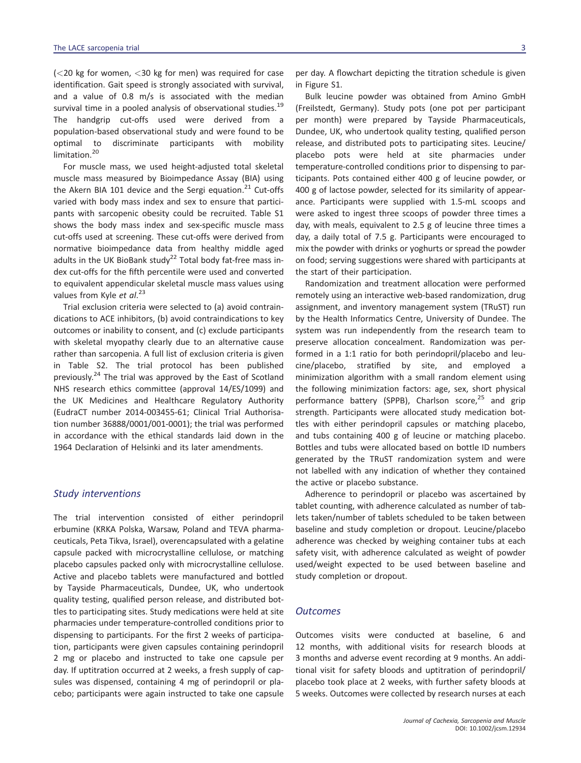(<20 kg for women, <30 kg for men) was required for case identification. Gait speed is strongly associated with survival, and a value of 0.8 m/s is associated with the median survival time in a pooled analysis of observational studies.[19] The handgrip cut-offs used were derived from a population-based observational study and were found to be optimal to discriminate participants with mobility limitation.[20]

For muscle mass, we used height-adjusted total skeletal muscle mass measured by Bioimpedance Assay (BIA) using the Akern BIA 101 device and the Sergi equation.[21] Cut-offs varied with body mass index and sex to ensure that participants with sarcopenic obesity could be recruited. Table S1 shows the body mass index and sex-specific muscle mass cut-offs used at screening. These cut-offs were derived from normative bioimpedance data from healthy middle aged adults in the UK BioBank study[22] Total body fat-free mass index cut-offs for the fifth percentile were used and converted to equivalent appendicular skeletal muscle mass values using values from Kyle *et al*.[23]

Trial exclusion criteria were selected to (a) avoid contraindications to ACE inhibitors, (b) avoid contraindications to key outcomes or inability to consent, and (c) exclude participants with skeletal myopathy clearly due to an alternative cause rather than sarcopenia. A full list of exclusion criteria is given in Table S2. The trial protocol has been published previously.[24] The trial was approved by the East of Scotland NHS research ethics committee (approval 14/ES/1099) and the UK Medicines and Healthcare Regulatory Authority (EudraCT number 2014-003455-61; Clinical Trial Authorisation number 36888/0001/001-0001); the trial was performed in accordance with the ethical standards laid down in the 1964 Declaration of Helsinki and its later amendments.

## Study interventions

The trial intervention consisted of either perindopril erbumine (KRKA Polska, Warsaw, Poland and TEVA pharmaceuticals, Peta Tikva, Israel), overencapsulated with a gelatine capsule packed with microcrystalline cellulose, or matching placebo capsules packed only with microcrystalline cellulose. Active and placebo tablets were manufactured and bottled by Tayside Pharmaceuticals, Dundee, UK, who undertook quality testing, qualified person release, and distributed bottles to participating sites. Study medications were held at site pharmacies under temperature-controlled conditions prior to dispensing to participants. For the first 2 weeks of participation, participants were given capsules containing perindopril 2 mg or placebo and instructed to take one capsule per day. If uptitration occurred at 2 weeks, a fresh supply of capsules was dispensed, containing 4 mg of perindopril or placebo; participants were again instructed to take one capsule per day. A flowchart depicting the titration schedule is given in Figure S1.

Bulk leucine powder was obtained from Amino GmbH (Freilstedt, Germany). Study pots (one pot per participant per month) were prepared by Tayside Pharmaceuticals, Dundee, UK, who undertook quality testing, qualified person release, and distributed pots to participating sites. Leucine/placebo pots were held at site pharmacies under temperature-controlled conditions prior to dispensing to participants. Pots contained either 400 g of leucine powder, or 400 g of lactose powder, selected for its similarity of appearance. Participants were supplied with 1.5-mL scoops and were asked to ingest three scoops of powder three times a day, with meals, equivalent to 2.5 g of leucine three times a day, a daily total of 7.5 g. Participants were encouraged to mix the powder with drinks or yoghurts or spread the powder on food; serving suggestions were shared with participants at the start of their participation.

Randomization and treatment allocation were performed remotely using an interactive web-based randomization, drug assignment, and inventory management system (TRuST) run by the Health Informatics Centre, University of Dundee. The system was run independently from the research team to preserve allocation concealment. Randomization was performed in a 1:1 ratio for both perindopril/placebo and leucine/placebo, stratified by site, and employed a minimization algorithm with a small random element using the following minimization factors: age, sex, short physical performance battery (SPPB), Charlson score,[25] and grip strength. Participants were allocated study medication bottles with either perindopril capsules or matching placebo, and tubs containing 400 g of leucine or matching placebo. Bottles and tubs were allocated based on bottle ID numbers generated by the TRuST randomization system and were not labelled with any indication of whether they contained the active or placebo substance.

Adherence to perindopril or placebo was ascertained by tablet counting, with adherence calculated as number of tablets taken/number of tablets scheduled to be taken between baseline and study completion or dropout. Leucine/placebo adherence was checked by weighing container tubs at each safety visit, with adherence calculated as weight of powder used/weight expected to be used between baseline and study completion or dropout.

## Outcomes

Outcomes visits were conducted at baseline, 6 and 12 months, with additional visits for research bloods at 3 months and adverse event recording at 9 months. An additional visit for safety bloods and uptitration of perindopril/placebo took place at 2 weeks, with further safety bloods at 5 weeks. Outcomes were collected by research nurses at each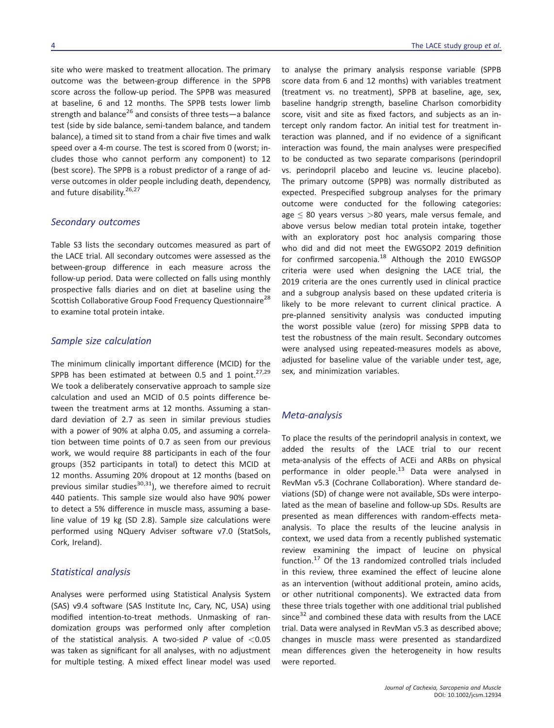site who were masked to treatment allocation. The primary outcome was the between-group difference in the SPPB score across the follow-up period. The SPPB was measured at baseline, 6 and 12 months. The SPPB tests lower limb strength and balance[26] and consists of three tests—a balance test (side by side balance, semi-tandem balance, and tandem balance), a timed sit to stand from a chair five times and walk speed over a 4-m course. The test is scored from 0 (worst; includes those who cannot perform any component) to 12 (best score). The SPPB is a robust predictor of a range of adverse outcomes in older people including death, dependency, and future disability.[26,27]

### Secondary outcomes

Table S3 lists the secondary outcomes measured as part of the LACE trial. All secondary outcomes were assessed as the between-group difference in each measure across the follow-up period. Data were collected on falls using monthly prospective falls diaries and on diet at baseline using the Scottish Collaborative Group Food Frequency Questionnaire[28] to examine total protein intake.

### Sample size calculation

The minimum clinically important difference (MCID) for the SPPB has been estimated at between 0.5 and 1 point.[27,29] We took a deliberately conservative approach to sample size calculation and used an MCID of 0.5 points difference between the treatment arms at 12 months. Assuming a standard deviation of 2.7 as seen in similar previous studies with a power of 90% at alpha 0.05, and assuming a correlation between time points of 0.7 as seen from our previous work, we would require 88 participants in each of the four groups (352 participants in total) to detect this MCID at 12 months. Assuming 20% dropout at 12 months (based on previous similar studies[30,31]), we therefore aimed to recruit 440 patients. This sample size would also have 90% power to detect a 5% difference in muscle mass, assuming a baseline value of 19 kg (SD 2.8). Sample size calculations were performed using NQuery Adviser software v7.0 (StatSols, Cork, Ireland).

### Statistical analysis

Analyses were performed using Statistical Analysis System (SAS) v9.4 software (SAS Institute Inc, Cary, NC, USA) using modified intention-to-treat methods. Unmasking of randomization groups was performed only after completion of the statistical analysis. A two-sided $P$ value of $<0.05$ was taken as significant for all analyses, with no adjustment for multiple testing. A mixed effect linear model was used to analyse the primary analysis response variable (SPPB score data from 6 and 12 months) with variables treatment (treatment vs. no treatment), SPPB at baseline, age, sex, baseline handgrip strength, baseline Charlson comorbidity score, visit and site as fixed factors, and subjects as an intercept only random factor. An initial test for treatment interaction was planned, and if no evidence of a significant interaction was found, the main analyses were prespecified to be conducted as two separate comparisons (perindopril vs. perindopril placebo and leucine vs. leucine placebo). The primary outcome (SPPB) was normally distributed as expected. Prespecified subgroup analyses for the primary outcome were conducted for the following categories: age $\leq$ 80 years versus $>$80 years, male versus female, and above versus below median total protein intake, together with an exploratory post hoc analysis comparing those who did and did not meet the EWGSOP2 2019 definition for confirmed sarcopenia.[18] Although the 2010 EWGSOP criteria were used when designing the LACE trial, the 2019 criteria are the ones currently used in clinical practice and a subgroup analysis based on these updated criteria is likely to be more relevant to current clinical practice. A pre-planned sensitivity analysis was conducted imputing the worst possible value (zero) for missing SPPB data to test the robustness of the main result. Secondary outcomes were analysed using repeated-measures models as above, adjusted for baseline value of the variable under test, age, sex, and minimization variables.

### Meta-analysis

To place the results of the perindopril analysis in context, we added the results of the LACE trial to our recent meta-analysis of the effects of ACEi and ARBs on physical performance in older people.[13] Data were analysed in RevMan v5.3 (Cochrane Collaboration). Where standard deviations (SD) of change were not available, SDs were interpolated as the mean of baseline and follow-up SDs. Results are presented as mean differences with random-effects meta-analysis. To place the results of the leucine analysis in context, we used data from a recently published systematic review examining the impact of leucine on physical function.[17] Of the 13 randomized controlled trials included in this review, three examined the effect of leucine alone as an intervention (without additional protein, amino acids, or other nutritional components). We extracted data from these three trials together with one additional trial published since[32] and combined these data with results from the LACE trial. Data were analysed in RevMan v5.3 as described above; changes in muscle mass were presented as standardized mean differences given the heterogeneity in how results were reported.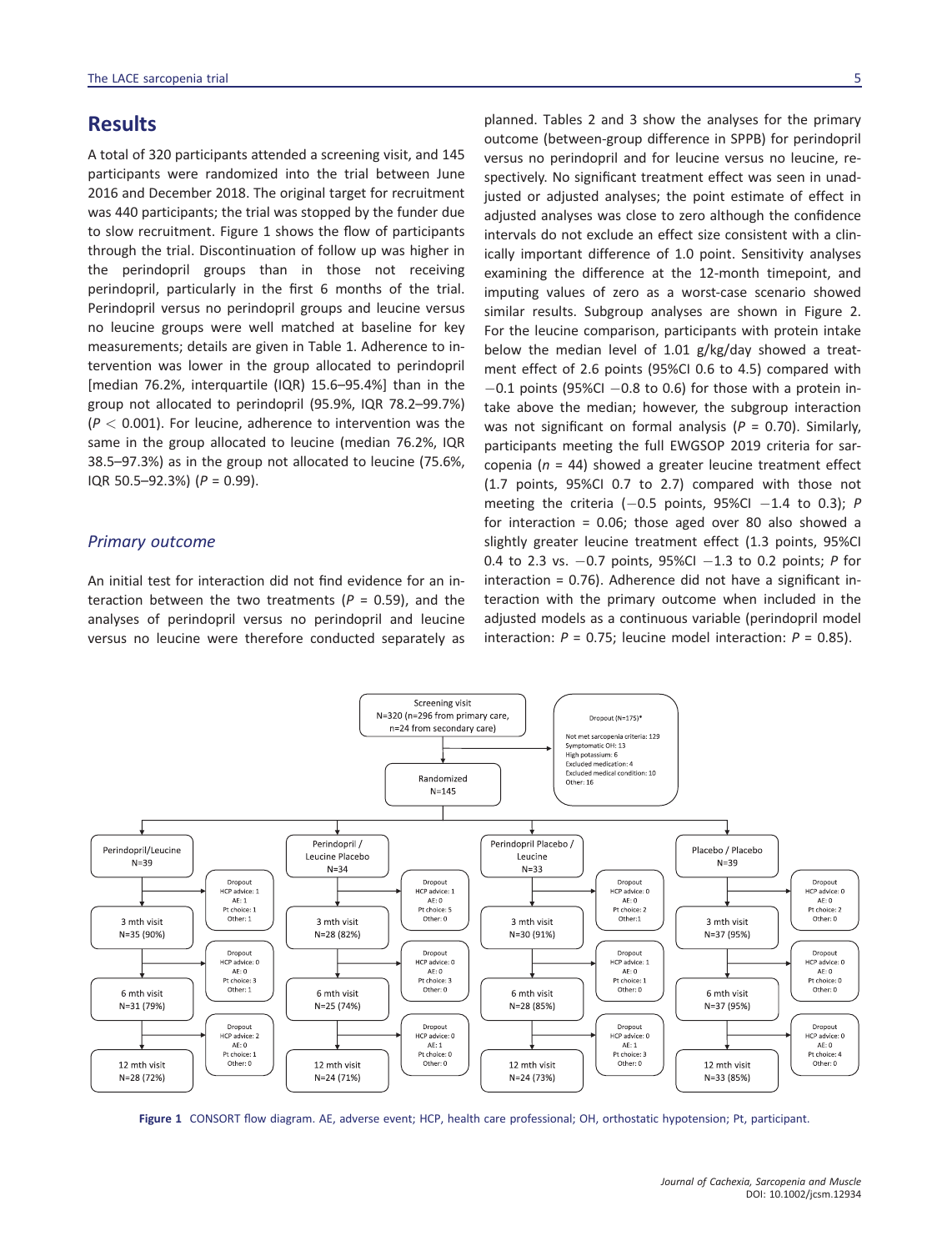## Results

A total of 320 participants attended a screening visit, and 145 participants were randomized into the trial between June 2016 and December 2018. The original target for recruitment was 440 participants; the trial was stopped by the funder due to slow recruitment. Figure 1 shows the flow of participants through the trial. Discontinuation of follow up was higher in the perindopril groups than in those not receiving perindopril, particularly in the first 6 months of the trial. Perindopril versus no perindopril groups and leucine versus no leucine groups were well matched at baseline for key measurements; details are given in Table 1. Adherence to intervention was lower in the group allocated to perindopril [median 76.2%, interquartile (IQR) 15.6–95.4%] than in the group not allocated to perindopril (95.9%, IQR 78.2–99.7%) ($P < 0.001$). For leucine, adherence to intervention was the same in the group allocated to leucine (median 76.2%, IQR 38.5–97.3%) as in the group not allocated to leucine (75.6%, IQR 50.5–92.3%) ($P = 0.99$).

### *Primary outcome*

An initial test for interaction did not find evidence for an interaction between the two treatments ($P = 0.59$), and the analyses of perindopril versus no perindopril and leucine versus no leucine were therefore conducted separately as planned. Tables 2 and 3 show the analyses for the primary outcome (between-group difference in SPPB) for perindopril versus no perindopril and for leucine versus no leucine, respectively. No significant treatment effect was seen in unadjusted or adjusted analyses; the point estimate of effect in adjusted analyses was close to zero although the confidence intervals do not exclude an effect size consistent with a clinically important difference of 1.0 point. Sensitivity analyses examining the difference at the 12-month timepoint, and imputing values of zero as a worst-case scenario showed similar results. Subgroup analyses are shown in Figure 2. For the leucine comparison, participants with protein intake below the median level of 1.01 g/kg/day showed a treatment effect of 2.6 points (95%CI 0.6 to 4.5) compared with −0.1 points (95%CI −0.8 to 0.6) for those with a protein intake above the median; however, the subgroup interaction was not significant on formal analysis ($P = 0.70$). Similarly, participants meeting the full EWGSOP 2019 criteria for sarcopenia ($n = 44$) showed a greater leucine treatment effect (1.7 points, 95%CI 0.7 to 2.7) compared with those not meeting the criteria (−0.5 points, 95%CI −1.4 to 0.3); $P$ for interaction = 0.06; those aged over 80 also showed a slightly greater leucine treatment effect (1.3 points, 95%CI 0.4 to 2.3 vs. −0.7 points, 95%CI −1.3 to 0.2 points; $P$ for interaction = 0.76). Adherence did not have a significant interaction with the primary outcome when included in the adjusted models as a continuous variable (perindopril model interaction: $P = 0.75$; leucine model interaction: $P = 0.85$).

**Figure 1** CONSORT flow diagram. AE, adverse event; HCP, health care professional; OH, orthostatic hypotension; Pt, participant.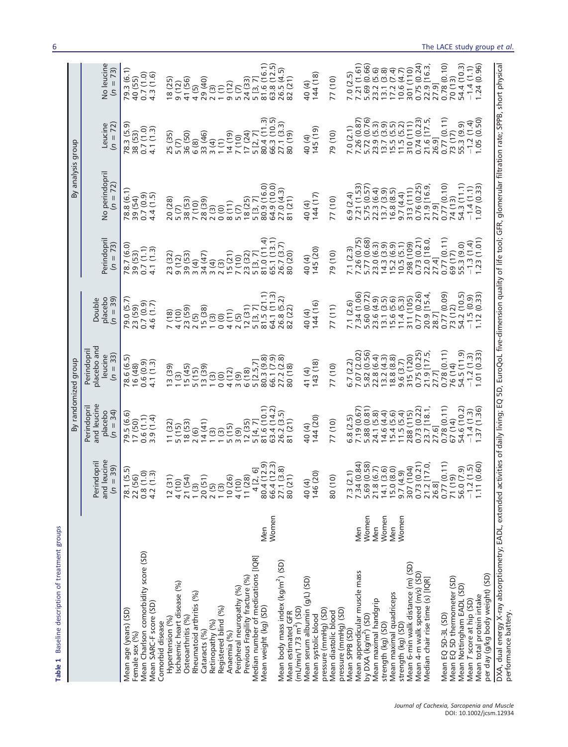**Table 1** Baseline description of treatment groups

| | | By randomized group | | | | By analysis group | | | |
|---|---|---|---|---|---|---|---|---|---|
| | | Perindopril and leucine ($n$ = 39) | Perindopril and leucine placebo ($n$ = 34) | Perindopril placebo and leucine ($n$ = 33) | Double placebo ($n$ = 39) | Perindopril ($n$ = 73) | No perindopril ($n$ = 72) | Leucine ($n$ = 72) | No leucine ($n$ = 73) |
| Mean age (years) (SD) | | 78.1 (5.5) | 79.5 (6.6) | 78.6 (6.5) | 79.0 (5.7) | 78.7 (6.0) | 78.8 (6.1) | 78.3 (5.9) | 79.3 (6.1) |
| Female sex (%) | | 22 (56) | 17 (50) | 16 (48) | 23 (59) | 39 (53) | 39 (54) | 38 (53) | 40 (55) |
| Mean Charlson comorbidity score (SD) | | 0.8 (1.0) | 0.6 (1.1) | 0.6 (0.9) | 0.7 (0.9) | 0.7 (1.1) | 0.7 (0.9) | 0.7 (1.0) | 0.7 (1.0) |
| Mean SARC-F score (SD) | | 4.2 (1.3) | 3.9 (1.4) | 4.1 (1.3) | 4.6 (1.7) | 4.1 (1.3) | 4.4 (1.5) | 4.1 (1.3) | 4.3 (1.6) |
| Comorbid disease | | | | | | | | | |
| Hypertension (%) | | 12 (31) | 11 (32) | 13 (39) | 7 (18) | 23 (32) | 20 (28) | 25 (35) | 18 (25) |
| Ischaemic heart disease (%) | | 4 (10) | 5 (15) | 1 (3) | 4 (10) | 9 (12) | 5 (7) | 5 (7) | 9 (12) |
| Osteoarthritis (%) | | 21 (54) | 18 (53) | 15 (45) | 23 (59) | 39 (53) | 38 (53) | 36 (50) | 41 (56) |
| Rheumatoid arthritis (%) | | 1 (3) | 2 (6) | 5 (15) | 2 (5) | 3 (4) | 7 (10) | 6 (8) | 4 (5) |
| Cataracts (%) | | 20 (51) | 14 (41) | 13 (39) | 15 (38) | 34 (47) | 28 (39) | 33 (46) | 29 (40) |
| Retinopathy (%) | | 2 (5) | 1 (3) | 1 (3) | 1 (3) | 3 (4) | 2 (3) | 3 (4) | 2 (3) |
| Registered blind (%) | | 1 (3) | 1 (3) | 0 (0) | 0 (0) | 2 (3) | 0 (0) | 1 (1) | 1 (1) |
| Anaemia (%) | | 10 (26) | 5 (15) | 4 (12) | 4 (11) | 15 (21) | 8 (11) | 14 (19) | 9 (12) |
| Peripheral neuropathy (%) | | 4 (10) | 3 (9) | 3 (9) | 2 (5) | 7 (10) | 5 (7) | 7 (10) | 5 (7) |
| Previous fragility fracture (%) | | 11 (28) | 12 (35) | 6 (18) | 12 (31) | 23 (32) | 18 (25) | 17 (24) | 24 (33) |
| Median number of medications [IQR] | | 4 [2, 6] | 5 [4, 7] | 5 [2.5,7] | 5 [3, 7] | 5 [3, 7] | 5 [3, 7] | 5 [2, 7] | 5 [3, 7] |
| Mean weight (kg) (SD) | Men | 80.4 (12.9) | 81.6 (10.1) | 80.3 (9.8) | 81.5 (21.1) | 81.0 (11.4) | 80.9 (16.0) | 80.4 (11.3) | 81.6 (16.1) |
| | Women | 66.4 (12.3) | 63.4 (14.2) | 66.1 (7.9) | 64.1 (11.3) | 65.1 (13.1) | 64.9 (10.0) | 66.3 (10.5) | 63.8 (12.5) |
| Mean body mass index (kg/m$^2$) (SD) | | 27.1 (3.8) | 26.2 (3.5) | 27.2 (2.8) | 26.8 (5.2) | 26.7 (3.7) | 27.0 (4.3) | 27.1 (3.3) | 26.5 (4.5) |
| Mean estimated GFR (mL/min/1.73 m$^2$) (SD) | | 80 (21) | 81 (21) | 80 (18) | 82 (22) | 80 (20) | 81 (21) | 80 (19) | 82 (21) |
| Mean serum albumin (g/L) (SD) | | 40 (4) | 40 (4) | 41 (4) | 40 (4) | 40 (4) | 40 (4) | 40 (4) | 40 (4) |
| Mean systolic blood pressure (mmHg) (SD) | | 146 (20) | 144 (20) | 143 (18) | 144 (16) | 145 (20) | 144 (17) | 145 (19) | 144 (18) |
| Mean diastolic blood pressure (mmHg) (SD) | | 80 (10) | 77 (10) | 77 (10) | 77 (11) | 79 (10) | 77 (10) | 79 (10) | 77 (10) |
| Mean SPPB (SD) | | 7.3 (2.1) | 6.8 (2.5) | 6.7 (2.2) | 7.1 (2.6) | 7.1 (2.3) | 6.9 (2.4) | 7.0 (2.1) | 7.0 (2.5) |
| Mean appendicular muscle mass by DXA (kg/m$^2$) (SD) | Men | 7.34 (0.84) | 7.19 (0.67) | 7.07 (2.02) | 7.34 (1.06) | 7.26 (0.75) | 7.21 (1.53) | 7.26 (0.87) | 7.21 (1.61) |
| | Women | 5.69 (0.58) | 5.88 (0.81) | 5.82 (0.56) | 5.60 (0.72) | 5.77 (0.68) | 5.75 (0.57) | 5.72 (0.76) | 5.69 (0.66) |
| Mean maximal handgrip strength (kg) (SD) | Men | 21.8 (6.7) | 24.1 (5.8) | 22.8 (6.4) | 23.6 (4.9) | 23.0 (6.3) | 22.3 (6.4) | 23.9 (5.3) | 23.2 (5.6) |
| | Women | 14.1 (3.6) | 14.6 (4.4) | 13.2 (4.3) | 13.1 (3.5) | 14.3 (3.9) | 13.7 (3.9) | 13.7 (3.9) | 13.1 (3.8) |
| Mean maximal quadriceps strength (kg) (SD) | Men | 15.0 (8.0) | 15.4 (5.6) | 18.8 (8.8) | 15.6 (5.6) | 15.2 (6.9) | 16.8 (8.5) | 15.5 (5.5) | 17.2 (7.4) |
| | Women | 9.7 (4.9) | 11.5 (5.4) | 9.6 (3.7) | 11.4 (5.3) | 10.5 (5.1) | 9.7 (4.4) | 11.5 (5.2) | 10.6 (4.7) |
| Mean 6-min walk distance (m) (SD) | | 307 (104) | 288 (115) | 315 (120) | 311 (105) | 298 (109) | 313 (111) | 310 (111) | 301 (110) |
| Mean 4-m walk speed (m/s) (SD) | | 0.73 (0.21) | 0.73 (0.22) | 0.75 (0.25) | 0.77 (0.26) | 0.73 (0.21) | 0.76 (0.25) | 0.74 (0.23) | 0.75 (0.24) |
| Median chair rise time (s) [IQR] | | 21.2 [17.0, 26.8] | 23.7 [18.1, 27.6] | 21.9 [17.5, 27.7] | 20.9 [15.4, 28.7] | 22.0 [18.0, 27.4] | 21.9 [16.9, 27.9] | 21.6 [17.5, 26.9] | 22.9 [16.3, 27.9] |
| Mean EQ 5D-3L (SD) | | 0.77 (0.11) | 0.78 (0.11) | 0.78 (0.11) | 0.77 (0.09) | 0.77 (0.11) | 0.77 (0.10) | 0.77 (0.11) | 0.78 (0.10) |
| Mean EQ 5D thermometer (SD) | | 71 (19) | 67 (14) | 76 (14) | 73 (12) | 69 (17) | 74 (13) | 73 (17) | 70 (13) |
| Mean Nottingham EADL (SD) | | 56.0 (7.9) | 54.6 (10.2) | 54.5 (11.9) | 54.2 (10.5) | 55.3 (9.0) | 54.3 (11.1) | 55.3 (9.9) | 54.4 (10.3) |
| Mean $T$ score at hip (SD) | | −1.2 (1.5) | −1.4 (1.3) | −1.2 (1.3) | −1.5 (0.9) | −1.3 (1.4) | −1.4 (1.1) | −1.2 (1.4) | −1.4 (1.1) |
| Mean total protein intake per day (g/kg body weight) (SD) | | 1.11 (0.60) | 1.37 (1.36) | 1.01 (0.33) | 1.12 (0.33) | 1.23 (1.01) | 1.07 (0.33) | 1.05 (0.50) | 1.24 (0.96) |

DXA, dual energy X-ray absorptiometry; EADL, extended activities of daily living; EQ 5D, EuroQoL five-dimension quality of life tool; GFR, glomerular filtration rate; SPPB, short physical performance battery.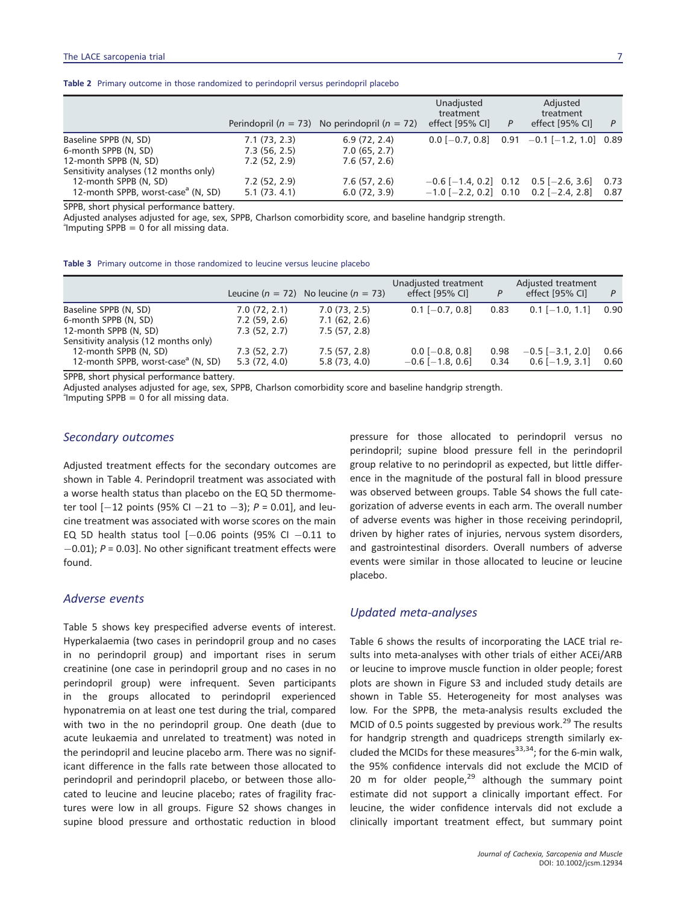**Table 2** Primary outcome in those randomized to perindopril versus perindopril placebo

| | Perindopril ($n$ = 73) | No perindopril ($n$ = 72) | Unadjusted treatment effect [95% CI] | $P$ | Adjusted treatment effect [95% CI] | $P$ |
|---|---|---|---|---|---|---|
| Baseline SPPB (N, SD) | 7.1 (73, 2.3) | 6.9 (72, 2.4) | 0.0 [−0.7, 0.8] | 0.91 | −0.1 [−1.2, 1.0] | 0.89 |
| 6-month SPPB (N, SD) | 7.3 (56, 2.5) | 7.0 (65, 2.7) | | | | |
| 12-month SPPB (N, SD) | 7.2 (52, 2.9) | 7.6 (57, 2.6) | | | | |
| Sensitivity analyses (12 months only) | | | | | | |
| 12-month SPPB (N, SD) | 7.2 (52, 2.9) | 7.6 (57, 2.6) | −0.6 [−1.4, 0.2] | 0.12 | 0.5 [−2.6, 3.6] | 0.73 |
| 12-month SPPB, worst-case[a] (N, SD) | 5.1 (73. 4.1) | 6.0 (72, 3.9) | −1.0 [−2.2, 0.2] | 0.10 | 0.2 [−2.4, 2.8] | 0.87 |

SPPB, short physical performance battery.
Adjusted analyses adjusted for age, sex, SPPB, Charlson comorbidity score, and baseline handgrip strength.
[a]Imputing SPPB = 0 for all missing data.

**Table 3** Primary outcome in those randomized to leucine versus leucine placebo

| | Leucine ($n$ = 72) | No leucine ($n$ = 73) | Unadjusted treatment effect [95% CI] | $P$ | Adjusted treatment effect [95% CI] | $P$ |
|---|---|---|---|---|---|---|
| Baseline SPPB (N, SD) | 7.0 (72, 2.1) | 7.0 (73, 2.5) | 0.1 [−0.7, 0.8] | 0.83 | 0.1 [−1.0, 1.1] | 0.90 |
| 6-month SPPB (N, SD) | 7.2 (59, 2.6) | 7.1 (62, 2.6) | | | | |
| 12-month SPPB (N, SD) | 7.3 (52, 2.7) | 7.5 (57, 2.8) | | | | |
| Sensitivity analysis (12 months only) | | | | | | |
| 12-month SPPB (N, SD) | 7.3 (52, 2.7) | 7.5 (57, 2.8) | 0.0 [−0.8, 0.8] | 0.98 | −0.5 [−3.1, 2.0] | 0.66 |
| 12-month SPPB, worst-case[a] (N, SD) | 5.3 (72, 4.0) | 5.8 (73, 4.0) | −0.6 [−1.8, 0.6] | 0.34 | 0.6 [−1.9, 3.1] | 0.60 |

SPPB, short physical performance battery.
Adjusted analyses adjusted for age, sex, SPPB, Charlson comorbidity score and baseline handgrip strength.
[a]Imputing SPPB = 0 for all missing data.

### Secondary outcomes

Adjusted treatment effects for the secondary outcomes are shown in Table 4. Perindopril treatment was associated with a worse health status than placebo on the EQ 5D thermometer tool [−12 points (95% CI −21 to −3); $P$ = 0.01], and leucine treatment was associated with worse scores on the main EQ 5D health status tool [−0.06 points (95% CI −0.11 to −0.01); $P$ = 0.03]. No other significant treatment effects were found.

### Adverse events

Table 5 shows key prespecified adverse events of interest. Hyperkalaemia (two cases in perindopril group and no cases in no perindopril group) and important rises in serum creatinine (one case in perindopril group and no cases in no perindopril group) were infrequent. Seven participants in the groups allocated to perindopril experienced hyponatremia on at least one test during the trial, compared with two in the no perindopril group. One death (due to acute leukaemia and unrelated to treatment) was noted in the perindopril and leucine placebo arm. There was no significant difference in the falls rate between those allocated to perindopril and perindopril placebo, or between those allocated to leucine and leucine placebo; rates of fragility fractures were low in all groups. Figure S2 shows changes in supine blood pressure and orthostatic reduction in blood pressure for those allocated to perindopril versus no perindopril; supine blood pressure fell in the perindopril group relative to no perindopril as expected, but little difference in the magnitude of the postural fall in blood pressure was observed between groups. Table S4 shows the full categorization of adverse events in each arm. The overall number of adverse events was higher in those receiving perindopril, driven by higher rates of injuries, nervous system disorders, and gastrointestinal disorders. Overall numbers of adverse events were similar in those allocated to leucine or leucine placebo.

### Updated meta-analyses

Table 6 shows the results of incorporating the LACE trial results into meta-analyses with other trials of either ACEi/ARB or leucine to improve muscle function in older people; forest plots are shown in Figure S3 and included study details are shown in Table S5. Heterogeneity for most analyses was low. For the SPPB, the meta-analysis results excluded the MCID of 0.5 points suggested by previous work.[29] The results for handgrip strength and quadriceps strength similarly excluded the MCIDs for these measures[33,34]; for the 6-min walk, the 95% confidence intervals did not exclude the MCID of 20 m for older people,[29] although the summary point estimate did not support a clinically important effect. For leucine, the wider confidence intervals did not exclude a clinically important treatment effect, but summary point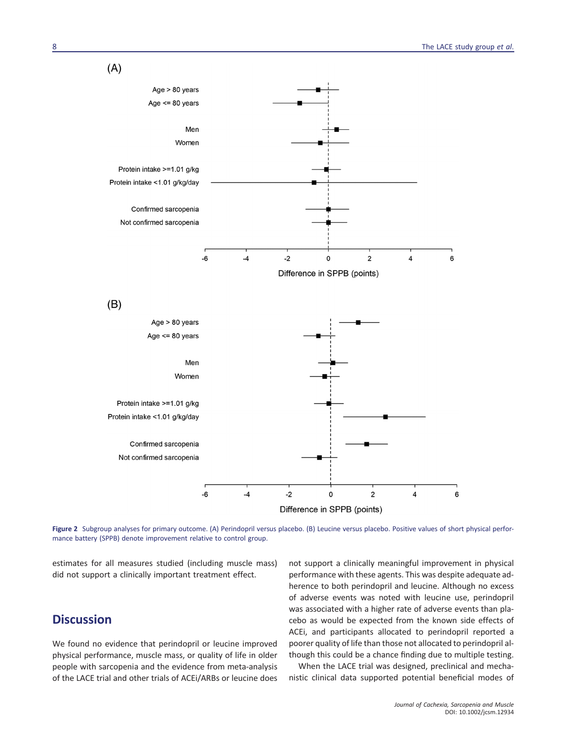Figure 2 Subgroup analyses for primary outcome. (A) Perindopril versus placebo. (B) Leucine versus placebo. Positive values of short physical performance battery (SPPB) denote improvement relative to control group.

estimates for all measures studied (including muscle mass) did not support a clinically important treatment effect.

## Discussion

We found no evidence that perindopril or leucine improved physical performance, muscle mass, or quality of life in older people with sarcopenia and the evidence from meta-analysis of the LACE trial and other trials of ACEi/ARBs or leucine does not support a clinically meaningful improvement in physical performance with these agents. This was despite adequate adherence to both perindopril and leucine. Although no excess of adverse events was noted with leucine use, perindopril was associated with a higher rate of adverse events than placebo as would be expected from the known side effects of ACEi, and participants allocated to perindopril reported a poorer quality of life than those not allocated to perindopril although this could be a chance finding due to multiple testing.

When the LACE trial was designed, preclinical and mechanistic clinical data supported potential beneficial modes of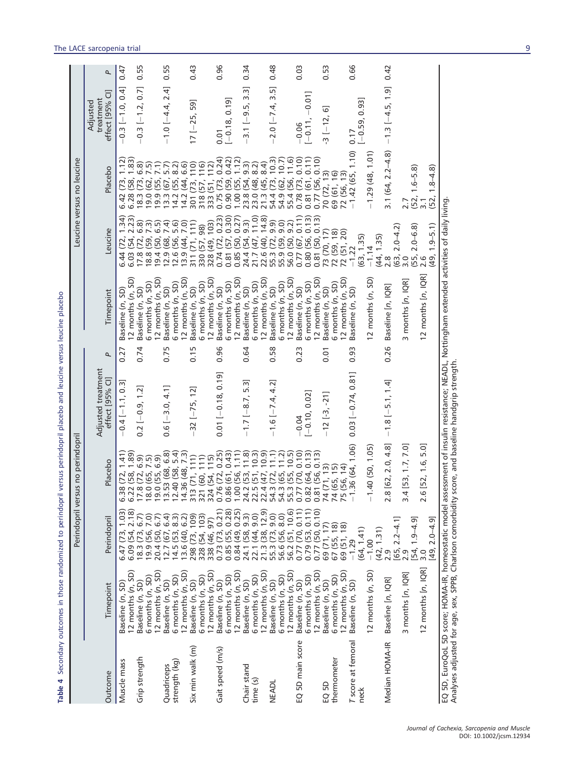**Table 4** Secondary outcomes in those randomized to perindopril versus perindopril placebo and leucine versus leucine placebo

| Outcome | Timepoint | Perindopril versus no perindopril | | | | Timepoint | Leucine versus no leucine | | | |
|---|---|---|---|---|---|---|---|---|---|---|
| | | Perindopril | Placebo | Adjusted treatment effect [95% CI] | P | | Leucine | Placebo | Adjusted treatment effect [95% CI] | P |
| Muscle mass | Baseline (n, SD) | 6.47 (73, 1.03) | 6.38 (72, 1.41) | −0.4 [−1.1, 0.3] | 0.27 | Baseline (n, SD) | 6.44 (72, 1.34) | 6.42 (73, 1.12) | −0.3 [−1.0, 0.4] | 0.47 |
| | 12 months (n, SD) | 6.09 (54, 2.18) | 6.22 (58, 1.89) | | | 12 months (n, SD) | 6.03 (54, 2.23) | 6.28 (58, 1.83) | | |
| Grip strength | Baseline (n, SD) | 18.3 (73, 6.7) | 17.8 (72, 6.9) | 0.2 [−0.9, 1.2] | 0.74 | Baseline (n, SD) | 17.8 (72, 6.8) | 18.3 (73, 6.8) | −0.3 [−1.2, 0.7] | 0.55 |
| | 6 months (n, SD) | 19.9 (56, 7.0) | 18.0 (65, 7.5) | | | 6 months (n, SD) | 18.8 (59, 7.3) | 19.0 (62, 7.5) | | |
| | 12 months (n, SD) | 20.4 (50, 6.7) | 19.0 (55, 6.9) | | | 12 months (n, SD) | 19.4 (50, 6.5) | 19.9 (55, 7.1) | | |
| Quadriceps strength (kg) | Baseline (n, SD) | 12.7 (67, 6.4) | 13.53 (68, 6.8) | 0.6 [−3.0, 4.1] | 0.75 | Baseline (n, SD) | 12.9 (68, 7.4) | 13.3 (67, 5.7) | −1.0 [−4.4, 2.4] | 0.55 |
| | 6 months (n, SD) | 14.5 (53, 8.3) | 12.40 (58, 5.4) | | | 6 months (n, SD) | 12.6 (56, 5.6) | 14.2 (55, 8.2) | | |
| | 12 months (n, SD) | 13.6 (40, 6.2) | 14.36 (48, 7.3) | | | 12 months (n, SD) | 13.9 (44, 7.0) | 14.2 (44, 6.6) | | |
| Six min walk (m) | Baseline (n, SD) | 298 (73, 109) | 313 (71, 111) | −32 [−75, 12] | 0.15 | Baseline (n, SD) | 311 (71, 111) | 301 (73, 110) | 17 [−25, 59] | 0.43 |
| | 6 months (n, SD) | 328 (54, 103) | 321 (60, 111) | | | 6 months (n, SD) | 330 (57, 98) | 318 (57, 116) | | |
| | 12 months (n, SD) | 338 (46, 97) | 324 (54, 115) | | | 12 months (n, SD) | 328 (49, 103) | 333 (51, 112) | | |
| Gait speed (m/s) | Baseline (n, SD) | 0.73 (73, 0.21) | 0.76 (72, 0.25) | 0.01 [−0.18, 0.19] | 0.96 | Baseline (n, SD) | 0.74 (72, 0.23) | 0.75 (73, 0.24) | 0.01 [−0.18, 0.19] | 0.96 |
| | 6 months (n, SD) | 0.85 (55, 0.28) | 0.86 (61, 0.43) | | | 6 months (n, SD) | 0.81 (57, 0.30) | 0.90 (59, 0.42) | | |
| | 12 months (n, SD) | 0.84 (49, 0.25) | 1.00 (56, 1.11) | | | 12 months (n, SD) | 0.85 (50, 0.27) | 1.00 (55, 1.12) | | |
| Chair stand time (s) | Baseline (n, SD) | 24.1 (58, 9.3) | 24.2 (53, 11.8) | −1.7 [−8.7, 5.3] | 0.64 | Baseline (n, SD) | 24.4 (54, 9.3) | 23.8 (54, 9.3) | −3.1 [−9.5, 3.3] | 0.34 |
| | 6 months (n, SD) | 22.1 (44, 9.0) | 22.5 (51, 10.3) | | | 6 months (n, SD) | 21.7 (47, 11.0) | 23.0 (48, 8.2) | | |
| | 12 months (n, SD) | 21.3 (38, 12.9) | 22.4 (47, 10.9) | | | 12 months (n, SD) | 22.6 (40, 14.8) | 21.3 (45, 8.4) | | |
| NEADL | Baseline (n, SD) | 55.3 (73, 9.0) | 54.3 (72, 11.1) | −1.6 [−7.4, 4.2] | 0.58 | Baseline (n, SD) | 55.3 (72, 9.9) | 54.4 (73, 10.3) | −2.0 [−7.4, 3.5] | 0.48 |
| | 6 months (n, SD) | 56.6 (56, 8.0) | 54.3 (65, 11.2) | | | 6 months (n, SD) | 55.9 (59, 9.0) | 54.9 (62, 10.7) | | |
| | 12 months (n, SD) | 56.2 (51, 10.6) | 55.3 (55, 10.5) | | | 12 months (n, SD) | 56.0 (50, 9.2) | 55.4 (56, 11.6) | | |
| EQ 5D main score | Baseline (n, SD) | 0.77 (70, 0.11) | 0.77 (70, 0.10) | −0.04 [−0.10, 0.02] | 0.23 | Baseline (n, SD) | 0.77 (67, 0.11) | 0.78 (73, 0.10) | −0.06 [−0.11, −0.01] | 0.03 |
| | 6 months (n, SD) | 0.79 (53, 0.11) | 0.82 (64, 0.13) | | | 6 months (n, SD) | 0.80 (56, 0.13) | 0.81 (61, 0.11) | | |
| | 12 months (n, SD) | 0.77 (50, 0.10) | 0.81 (56, 0.13) | | | 12 months (n, SD) | 0.81 (50, 0.13) | 0.77 (56, 0.10) | | |
| EQ 5D thermometer | Baseline (n, SD) | 69 (71, 17) | 74 (71, 13) | −12 [-3, -21] | 0.01 | Baseline (n, SD) | 73 (70, 17) | 70 (72, 13) | -3 [−12, 6] | 0.53 |
| | 6 months (n, SD) | 67 (55, 18) | 74 (65, 15) | | | 6 months (n, SD) | 72 (59, 18) | 69 (61, 16) | | |
| | 12 months (n, SD) | 69 (51, 18) | 75 (56, 14) | | | 12 months (n, SD) | 72 (51, 20) | 72 (56, 13) | | |
| T score at femoral neck | Baseline (n, SD) | −1.29 (64, 1.41) | −1.36 (64, 1.06) | 0.03 [−0.74, 0.81] | 0.93 | Baseline (n, SD) | −1.22 (63, 1.35) | −1.42 (65, 1.10) | 0.17 [−0.59, 0.93] | 0.66 |
| | 12 months (n, SD) | −1.00 (42, 1.31) | −1.40 (50, 1.05) | | | 12 months (n, SD) | −1.14 (44, 1.35) | −1.29 (48, 1.01) | | |
| Median HOMA-IR | Baseline [n, IQR] | 2.9 [65, 2.2–4.1] | 2.8 [62, 2.0, 4.8] | −1.8 [−5.1, 1.4] | 0.26 | Baseline [n, IQR] | 2.8 (63, 2.0–4.2) | 3.1 (64, 2.2–4.8) | −1.3 [−4.5, 1.9] | 0.42 |
| | 3 months [n, IQR] | 2.9 [54, 1.9–4.9] | 3.4 [53, 1.7, 7.0] | | | 3 months [n, IQR] | 3.0 (55, 2.0–6.8) | 2.7 (52, 1.6–5.8) | | |
| | 12 months [n, IQR] | 3.0 [49, 2.0–4.9] | 2.6 [52, 1.6, 5.0] | | | 12 months [n, IQR] | 2.6 (49, 1.9–5.1) | 3.1 (52, 1.8–4.8) | | |

EQ 5D, EuroQoL 5D score; HOMA-IR, homeostatic model assessment of insulin resistance; NEADL, Nottingham extended activities of daily living.
Analyses adjusted for age, sex, SPPB, Charlson comorbidity score, and baseline handgrip strength.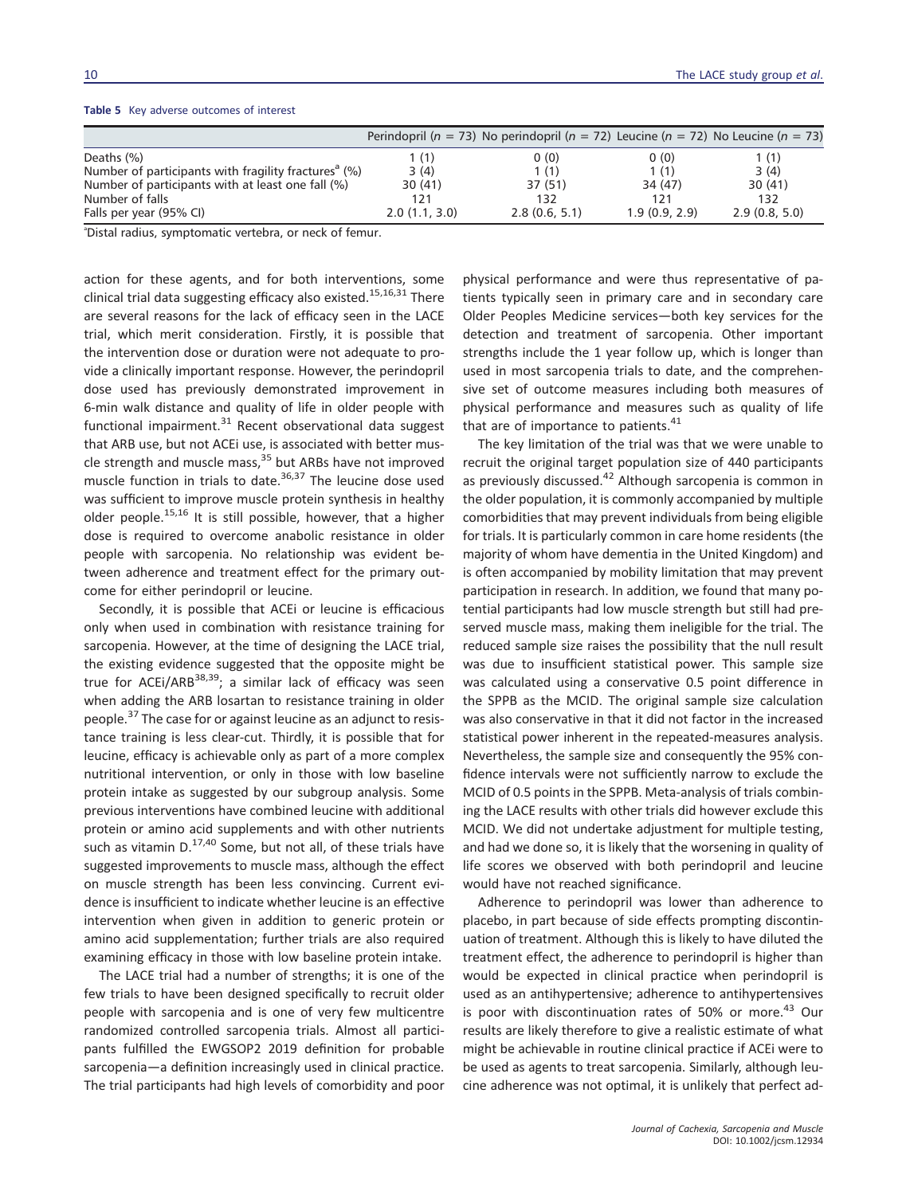**Table 5** Key adverse outcomes of interest

| | Perindopril ($n$ = 73) | No perindopril ($n$ = 72) | Leucine ($n$ = 72) | No Leucine ($n$ = 73) |
|---|---|---|---|---|
| Deaths (%) | 1 (1) | 0 (0) | 0 (0) | 1 (1) |
| Number of participants with fragility fractures[a] (%) | 3 (4) | 1 (1) | 1 (1) | 3 (4) |
| Number of participants with at least one fall (%) | 30 (41) | 37 (51) | 34 (47) | 30 (41) |
| Number of falls | 121 | 132 | 121 | 132 |
| Falls per year (95% CI) | 2.0 (1.1, 3.0) | 2.8 (0.6, 5.1) | 1.9 (0.9, 2.9) | 2.9 (0.8, 5.0) |

[a]Distal radius, symptomatic vertebra, or neck of femur.

action for these agents, and for both interventions, some clinical trial data suggesting efficacy also existed.[15,16,31] There are several reasons for the lack of efficacy seen in the LACE trial, which merit consideration. Firstly, it is possible that the intervention dose or duration were not adequate to provide a clinically important response. However, the perindopril dose used has previously demonstrated improvement in 6-min walk distance and quality of life in older people with functional impairment.[31] Recent observational data suggest that ARB use, but not ACEi use, is associated with better muscle strength and muscle mass,[35] but ARBs have not improved muscle function in trials to date.[36,37] The leucine dose used was sufficient to improve muscle protein synthesis in healthy older people.[15,16] It is still possible, however, that a higher dose is required to overcome anabolic resistance in older people with sarcopenia. No relationship was evident between adherence and treatment effect for the primary outcome for either perindopril or leucine.

Secondly, it is possible that ACEi or leucine is efficacious only when used in combination with resistance training for sarcopenia. However, at the time of designing the LACE trial, the existing evidence suggested that the opposite might be true for ACEi/ARB[38,39]; a similar lack of efficacy was seen when adding the ARB losartan to resistance training in older people.[37] The case for or against leucine as an adjunct to resistance training is less clear-cut. Thirdly, it is possible that for leucine, efficacy is achievable only as part of a more complex nutritional intervention, or only in those with low baseline protein intake as suggested by our subgroup analysis. Some previous interventions have combined leucine with additional protein or amino acid supplements and with other nutrients such as vitamin D.[17,40] Some, but not all, of these trials have suggested improvements to muscle mass, although the effect on muscle strength has been less convincing. Current evidence is insufficient to indicate whether leucine is an effective intervention when given in addition to generic protein or amino acid supplementation; further trials are also required examining efficacy in those with low baseline protein intake.

The LACE trial had a number of strengths; it is one of the few trials to have been designed specifically to recruit older people with sarcopenia and is one of very few multicentre randomized controlled sarcopenia trials. Almost all participants fulfilled the EWGSOP2 2019 definition for probable sarcopenia—a definition increasingly used in clinical practice. The trial participants had high levels of comorbidity and poor physical performance and were thus representative of patients typically seen in primary care and in secondary care Older Peoples Medicine services—both key services for the detection and treatment of sarcopenia. Other important strengths include the 1 year follow up, which is longer than used in most sarcopenia trials to date, and the comprehensive set of outcome measures including both measures of physical performance and measures such as quality of life that are of importance to patients.[41]

The key limitation of the trial was that we were unable to recruit the original target population size of 440 participants as previously discussed.[42] Although sarcopenia is common in the older population, it is commonly accompanied by multiple comorbidities that may prevent individuals from being eligible for trials. It is particularly common in care home residents (the majority of whom have dementia in the United Kingdom) and is often accompanied by mobility limitation that may prevent participation in research. In addition, we found that many potential participants had low muscle strength but still had preserved muscle mass, making them ineligible for the trial. The reduced sample size raises the possibility that the null result was due to insufficient statistical power. This sample size was calculated using a conservative 0.5 point difference in the SPPB as the MCID. The original sample size calculation was also conservative in that it did not factor in the increased statistical power inherent in the repeated-measures analysis. Nevertheless, the sample size and consequently the 95% confidence intervals were not sufficiently narrow to exclude the MCID of 0.5 points in the SPPB. Meta-analysis of trials combining the LACE results with other trials did however exclude this MCID. We did not undertake adjustment for multiple testing, and had we done so, it is likely that the worsening in quality of life scores we observed with both perindopril and leucine would have not reached significance.

Adherence to perindopril was lower than adherence to placebo, in part because of side effects prompting discontinuation of treatment. Although this is likely to have diluted the treatment effect, the adherence to perindopril is higher than would be expected in clinical practice when perindopril is used as an antihypertensive; adherence to antihypertensives is poor with discontinuation rates of 50% or more.[43] Our results are likely therefore to give a realistic estimate of what might be achievable in routine clinical practice if ACEi were to be used as agents to treat sarcopenia. Similarly, although leucine adherence was not optimal, it is unlikely that perfect ad-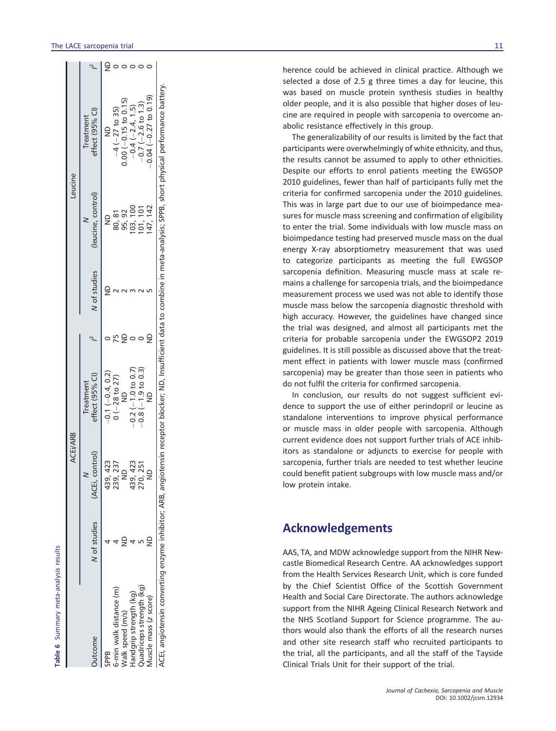**Table 6** Summary meta-analysis results

| Outcome | ACEi/ARB | | | | Leucine | | | |
|---|---|---|---|---|---|---|---|---|
| | N of studies | N (ACEi, control) | Treatment effect (95% CI) | $I^2$ | N of studies | N (leucine, control) | Treatment effect (95% CI) | $I^2$ |
| SPPB | 4 | 439, 423 | −0.1 (−0.4, 0.2) | 0 | ND | ND | ND | ND |
| 6-min walk distance (m) | 4 | 239, 237 | 0 (−28 to 27) | 75 | 2 | 80, 81 | −4 (−27 to 35) | 0 |
| Walk speed (m/s) | ND | ND | ND | ND | 2 | 95, 92 | 0.00 (−0.15 to 0.15) | 0 |
| Handgrip strength (kg) | 4 | 439, 423 | −0.2 (−1.0 to 0.7) | 0 | 3 | 103, 100 | −0.4 (−2.4, 1.5) | 0 |
| Quadriceps strength (kg) | 5 | 270, 251 | −0.8 (−1.9 to 0.3) | 0 | 2 | 101, 101 | −0.7 (−2.6 to 1.3) | 0 |
| Muscle mass (z score) | ND | ND | ND | ND | 5 | 147, 142 | −0.04 (−0.27 to 0.19) | 0 |

ACEi, angiotensin converting enzyme inhibitor; ARB, angiotensin receptor blocker; ND, Insufficient data to combine in meta-analysis; SPPB, short physical performance battery.

herence could be achieved in clinical practice. Although we selected a dose of 2.5 g three times a day for leucine, this was based on muscle protein synthesis studies in healthy older people, and it is also possible that higher doses of leucine are required in people with sarcopenia to overcome anabolic resistance effectively in this group.

The generalizability of our results is limited by the fact that participants were overwhelmingly of white ethnicity, and thus, the results cannot be assumed to apply to other ethnicities. Despite our efforts to enrol patients meeting the EWGSOP 2010 guidelines, fewer than half of participants fully met the criteria for confirmed sarcopenia under the 2010 guidelines. This was in large part due to our use of bioimpedance measures for muscle mass screening and confirmation of eligibility to enter the trial. Some individuals with low muscle mass on bioimpedance testing had preserved muscle mass on the dual energy X-ray absorptiometry measurement that was used to categorize participants as meeting the full EWGSOP sarcopenia definition. Measuring muscle mass at scale remains a challenge for sarcopenia trials, and the bioimpedance measurement process we used was not able to identify those muscle mass below the sarcopenia diagnostic threshold with high accuracy. However, the guidelines have changed since the trial was designed, and almost all participants met the criteria for probable sarcopenia under the EWGSOP2 2019 guidelines. It is still possible as discussed above that the treatment effect in patients with lower muscle mass (confirmed sarcopenia) may be greater than those seen in patients who do not fulfil the criteria for confirmed sarcopenia.

In conclusion, our results do not suggest sufficient evidence to support the use of either perindopril or leucine as standalone interventions to improve physical performance or muscle mass in older people with sarcopenia. Although current evidence does not support further trials of ACE inhibitors as standalone or adjuncts to exercise for people with sarcopenia, further trials are needed to test whether leucine could benefit patient subgroups with low muscle mass and/or low protein intake.

## Acknowledgements

AAS, TA, and MDW acknowledge support from the NIHR Newcastle Biomedical Research Centre. AA acknowledges support from the Health Services Research Unit, which is core funded by the Chief Scientist Office of the Scottish Government Health and Social Care Directorate. The authors acknowledge support from the NIHR Ageing Clinical Research Network and the NHS Scotland Support for Science programme. The authors would also thank the efforts of all the research nurses and other site research staff who recruited participants to the trial, all the participants, and all the staff of the Tayside Clinical Trials Unit for their support of the trial.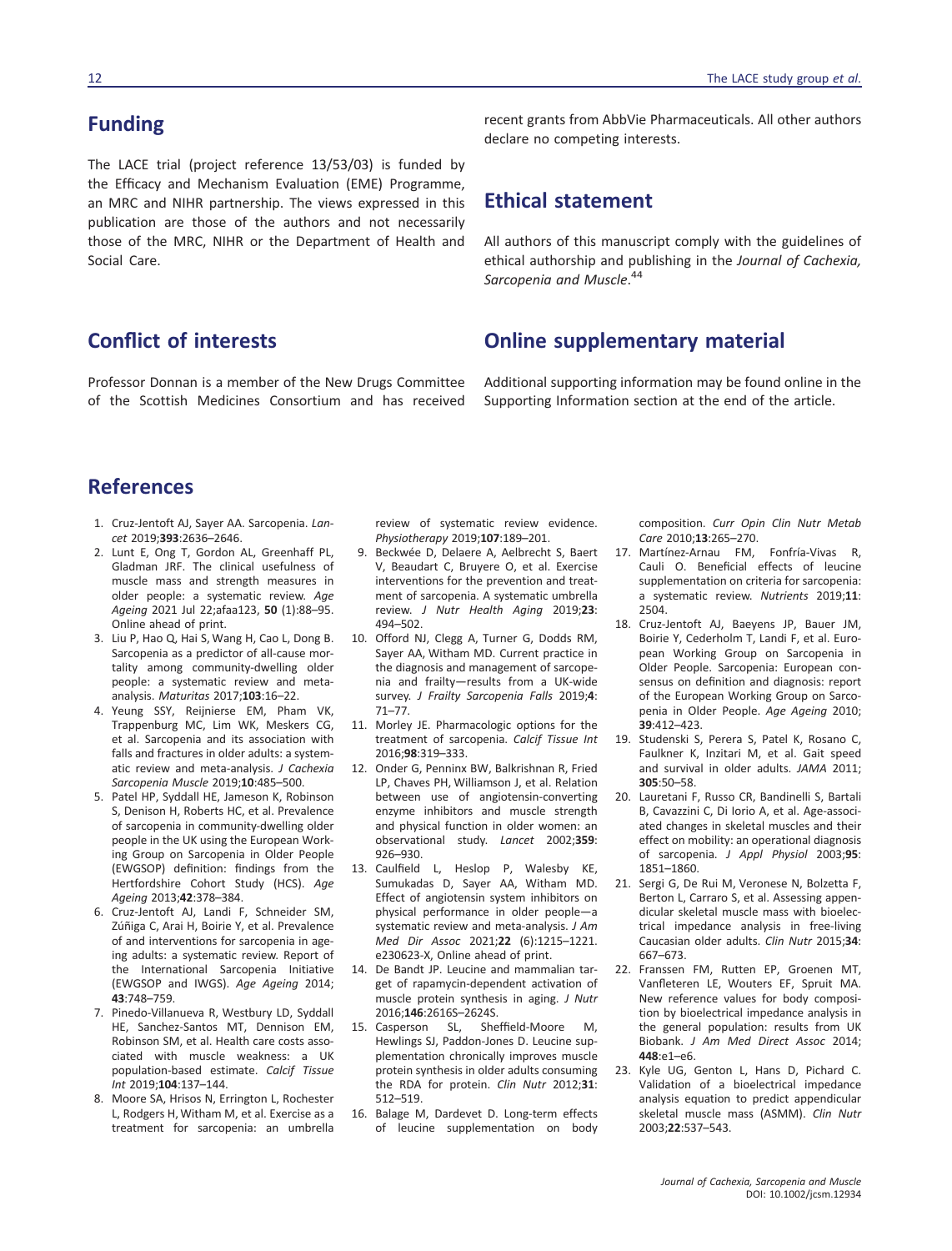## Funding

The LACE trial (project reference 13/53/03) is funded by the Efficacy and Mechanism Evaluation (EME) Programme, an MRC and NIHR partnership. The views expressed in this publication are those of the authors and not necessarily those of the MRC, NIHR or the Department of Health and Social Care.

## Conflict of interests

Professor Donnan is a member of the New Drugs Committee of the Scottish Medicines Consortium and has received recent grants from AbbVie Pharmaceuticals. All other authors declare no competing interests.

## Ethical statement

All authors of this manuscript comply with the guidelines of ethical authorship and publishing in the *Journal of Cachexia, Sarcopenia and Muscle*.[44]

## Online supplementary material

Additional supporting information may be found online in the Supporting Information section at the end of the article.

## References

1. Cruz-Jentoft AJ, Sayer AA. Sarcopenia. *Lancet* 2019;**393**:2636–2646.
2. Lunt E, Ong T, Gordon AL, Greenhaff PL, Gladman JRF. The clinical usefulness of muscle mass and strength measures in older people: a systematic review. *Age Ageing* 2021 Jul 22;afaa123, **50** (1):88–95. Online ahead of print.
3. Liu P, Hao Q, Hai S, Wang H, Cao L, Dong B. Sarcopenia as a predictor of all-cause mortality among community-dwelling older people: a systematic review and meta-analysis. *Maturitas* 2017;**103**:16–22.
4. Yeung SSY, Reijnierse EM, Pham VK, Trappenburg MC, Lim WK, Meskers CG, et al. Sarcopenia and its association with falls and fractures in older adults: a systematic review and meta-analysis. *J Cachexia Sarcopenia Muscle* 2019;**10**:485–500.
5. Patel HP, Syddall HE, Jameson K, Robinson S, Denison H, Roberts HC, et al. Prevalence of sarcopenia in community-dwelling older people in the UK using the European Working Group on Sarcopenia in Older People (EWGSOP) definition: findings from the Hertfordshire Cohort Study (HCS). *Age Ageing* 2013;**42**:378–384.
6. Cruz-Jentoft AJ, Landi F, Schneider SM, Zúñiga C, Arai H, Boirie Y, et al. Prevalence of and interventions for sarcopenia in ageing adults: a systematic review. Report of the International Sarcopenia Initiative (EWGSOP and IWGS). *Age Ageing* 2014; **43**:748–759.
7. Pinedo-Villanueva R, Westbury LD, Syddall HE, Sanchez-Santos MT, Dennison EM, Robinson SM, et al. Health care costs associated with muscle weakness: a UK population-based estimate. *Calcif Tissue Int* 2019;**104**:137–144.
8. Moore SA, Hrisos N, Errington L, Rochester L, Rodgers H, Witham M, et al. Exercise as a treatment for sarcopenia: an umbrella review of systematic review evidence. *Physiotherapy* 2019;**107**:189–201.
9. Beckwée D, Delaere A, Aelbrecht S, Baert V, Beaudart C, Bruyere O, et al. Exercise interventions for the prevention and treatment of sarcopenia. A systematic umbrella review. *J Nutr Health Aging* 2019;**23**: 494–502.
10. Offord NJ, Clegg A, Turner G, Dodds RM, Sayer AA, Witham MD. Current practice in the diagnosis and management of sarcopenia and frailty—results from a UK-wide survey. *J Frailty Sarcopenia Falls* 2019;**4**: 71–77.
11. Morley JE. Pharmacologic options for the treatment of sarcopenia. *Calcif Tissue Int* 2016;**98**:319–333.
12. Onder G, Penninx BW, Balkrishnan R, Fried LP, Chaves PH, Williamson J, et al. Relation between use of angiotensin-converting enzyme inhibitors and muscle strength and physical function in older women: an observational study. *Lancet* 2002;**359**: 926–930.
13. Caulfield L, Heslop P, Walesby KE, Sumukadas D, Sayer AA, Witham MD. Effect of angiotensin system inhibitors on physical performance in older people—a systematic review and meta-analysis. *J Am Med Dir Assoc* 2021;**22** (6):1215–1221. e230623-X, Online ahead of print.
14. De Bandt JP. Leucine and mammalian target of rapamycin-dependent activation of muscle protein synthesis in aging. *J Nutr* 2016;**146**:2616S–2624S.
15. Casperson SL, Sheffield-Moore M, Hewlings SJ, Paddon-Jones D. Leucine supplementation chronically improves muscle protein synthesis in older adults consuming the RDA for protein. *Clin Nutr* 2012;**31**: 512–519.
16. Balage M, Dardevet D. Long-term effects of leucine supplementation on body composition. *Curr Opin Clin Nutr Metab Care* 2010;**13**:265–270.
17. Martínez-Arnau FM, Fonfría-Vivas R, Cauli O. Beneficial effects of leucine supplementation on criteria for sarcopenia: a systematic review. *Nutrients* 2019;**11**: 2504.
18. Cruz-Jentoft AJ, Baeyens JP, Bauer JM, Boirie Y, Cederholm T, Landi F, et al. European Working Group on Sarcopenia in Older People. Sarcopenia: European consensus on definition and diagnosis: report of the European Working Group on Sarcopenia in Older People. *Age Ageing* 2010; **39**:412–423.
19. Studenski S, Perera S, Patel K, Rosano C, Faulkner K, Inzitari M, et al. Gait speed and survival in older adults. *JAMA* 2011; **305**:50–58.
20. Lauretani F, Russo CR, Bandinelli S, Bartali B, Cavazzini C, Di Iorio A, et al. Age-associated changes in skeletal muscles and their effect on mobility: an operational diagnosis of sarcopenia. *J Appl Physiol* 2003;**95**: 1851–1860.
21. Sergi G, De Rui M, Veronese N, Bolzetta F, Berton L, Carraro S, et al. Assessing appendicular skeletal muscle mass with bioelectrical impedance analysis in free-living Caucasian older adults. *Clin Nutr* 2015;**34**: 667–673.
22. Franssen FM, Rutten EP, Groenen MT, Vanfleteren LE, Wouters EF, Spruit MA. New reference values for body composition by bioelectrical impedance analysis in the general population: results from UK Biobank. *J Am Med Direct Assoc* 2014; **448**:e1–e6.
23. Kyle UG, Genton L, Hans D, Pichard C. Validation of a bioelectrical impedance analysis equation to predict appendicular skeletal muscle mass (ASMM). *Clin Nutr* 2003;**22**:537–543.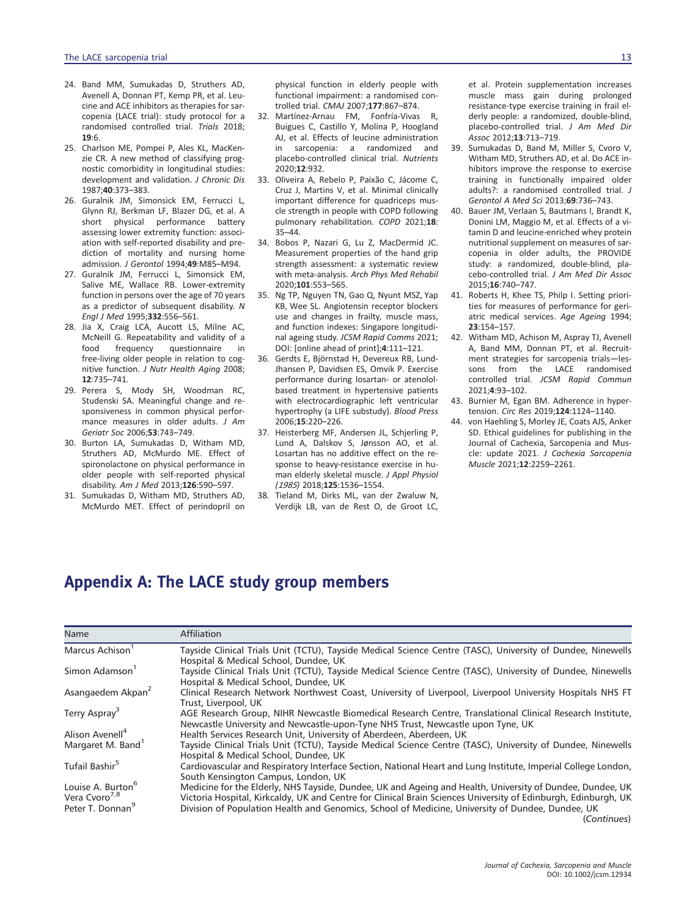24. Band MM, Sumukadas D, Struthers AD, Avenell A, Donnan PT, Kemp PR, et al. Leucine and ACE inhibitors as therapies for sarcopenia (LACE trial): study protocol for a randomised controlled trial. *Trials* 2018; **19**:6.
25. Charlson ME, Pompei P, Ales KL, MacKenzie CR. A new method of classifying prognostic comorbidity in longitudinal studies: development and validation. *J Chronic Dis* 1987;**40**:373–383.
26. Guralnik JM, Simonsick EM, Ferrucci L, Glynn RJ, Berkman LF, Blazer DG, et al. A short physical performance battery assessing lower extremity function: association with self-reported disability and prediction of mortality and nursing home admission. *J Gerontol* 1994;**49**:M85–M94.
27. Guralnik JM, Ferrucci L, Simonsick EM, Salive ME, Wallace RB. Lower-extremity function in persons over the age of 70 years as a predictor of subsequent disability. *N Engl J Med* 1995;**332**:556–561.
28. Jia X, Craig LCA, Aucott LS, Milne AC, McNeill G. Repeatability and validity of a food frequency questionnaire in free-living older people in relation to cognitive function. *J Nutr Health Aging* 2008; **12**:735–741.
29. Perera S, Mody SH, Woodman RC, Studenski SA. Meaningful change and responsiveness in common physical performance measures in older adults. *J Am Geriatr Soc* 2006;**53**:743–749.
30. Burton LA, Sumukadas D, Witham MD, Struthers AD, McMurdo ME. Effect of spironolactone on physical performance in older people with self-reported physical disability. *Am J Med* 2013;**126**:590–597.
31. Sumukadas D, Witham MD, Struthers AD, McMurdo MET. Effect of perindopril on physical function in elderly people with functional impairment: a randomised controlled trial. *CMAJ* 2007;**177**:867–874.
32. Martínez-Arnau FM, Fonfría-Vivas R, Buigues C, Castillo Y, Molina P, Hoogland AJ, et al. Effects of leucine administration in sarcopenia: a randomized and placebo-controlled clinical trial. *Nutrients* 2020;**12**:932.
33. Oliveira A, Rebelo P, Paixão C, Jácome C, Cruz J, Martins V, et al. Minimal clinically important difference for quadriceps muscle strength in people with COPD following pulmonary rehabilitation. *COPD* 2021;**18**: 35–44.
34. Bobos P, Nazari G, Lu Z, MacDermid JC. Measurement properties of the hand grip strength assessment: a systematic review with meta-analysis. *Arch Phys Med Rehabil* 2020;**101**:553–565.
35. Ng TP, Nguyen TN, Gao Q, Nyunt MSZ, Yap KB, Wee SL. Angiotensin receptor blockers use and changes in frailty, muscle mass, and function indexes: Singapore longitudinal ageing study. *JCSM Rapid Comms* 2021; DOI: [online ahead of print];**4**:111–121.
36. Gerdts E, Björnstad H, Devereux RB, Lund-Jhansen P, Davidsen ES, Omvik P. Exercise performance during losartan- or atenolol-based treatment in hypertensive patients with electrocardiographic left ventricular hypertrophy (a LIFE substudy). *Blood Press* 2006;**15**:220–226.
37. Heisterberg MF, Andersen JL, Schjerling P, Lund A, Dalskov S, Jønsson AO, et al. Losartan has no additive effect on the response to heavy-resistance exercise in human elderly skeletal muscle. *J Appl Physiol (1985)* 2018;**125**:1536–1554.
38. Tieland M, Dirks ML, van der Zwaluw N, Verdijk LB, van de Rest O, de Groot LC, et al. Protein supplementation increases muscle mass gain during prolonged resistance-type exercise training in frail elderly people: a randomized, double-blind, placebo-controlled trial. *J Am Med Dir Assoc* 2012;**13**:713–719.
39. Sumukadas D, Band M, Miller S, Cvoro V, Witham MD, Struthers AD, et al. Do ACE inhibitors improve the response to exercise training in functionally impaired older adults?: a randomised controlled trial. *J Gerontol A Med Sci* 2013;**69**:736–743.
40. Bauer JM, Verlaan S, Bautmans I, Brandt K, Donini LM, Maggio M, et al. Effects of a vitamin D and leucine-enriched whey protein nutritional supplement on measures of sarcopenia in older adults, the PROVIDE study: a randomized, double-blind, placebo-controlled trial. *J Am Med Dir Assoc* 2015;**16**:740–747.
41. Roberts H, Khee TS, Philp I. Setting priorities for measures of performance for geriatric medical services. *Age Ageing* 1994; **23**:154–157.
42. Witham MD, Achison M, Aspray TJ, Avenell A, Band MM, Donnan PT, et al. Recruitment strategies for sarcopenia trials—lessons from the LACE randomised controlled trial. *JCSM Rapid Commun* 2021;**4**:93–102.
43. Burnier M, Egan BM. Adherence in hypertension. *Circ Res* 2019;**124**:1124–1140.
44. von Haehling S, Morley JE, Coats AJS, Anker SD. Ethical guidelines for publishing in the Journal of Cachexia, Sarcopenia and Muscle: update 2021. *J Cachexia Sarcopenia Muscle* 2021;**12**:2259–2261.

# Appendix A: The LACE study group members

| Name | Affiliation |
|---|---|
| Marcus Achison[1] | Tayside Clinical Trials Unit (TCTU), Tayside Medical Science Centre (TASC), University of Dundee, Ninewells Hospital & Medical School, Dundee, UK |
| Simon Adamson[1] | Tayside Clinical Trials Unit (TCTU), Tayside Medical Science Centre (TASC), University of Dundee, Ninewells Hospital & Medical School, Dundee, UK |
| Asangaedem Akpan[2] | Clinical Research Network Northwest Coast, University of Liverpool, Liverpool University Hospitals NHS FT Trust, Liverpool, UK |
| Terry Aspray[3] | AGE Research Group, NIHR Newcastle Biomedical Research Centre, Translational Clinical Research Institute, Newcastle University and Newcastle-upon-Tyne NHS Trust, Newcastle upon Tyne, UK |
| Alison Avenell[4] | Health Services Research Unit, University of Aberdeen, Aberdeen, UK |
| Margaret M. Band[1] | Tayside Clinical Trials Unit (TCTU), Tayside Medical Science Centre (TASC), University of Dundee, Ninewells Hospital & Medical School, Dundee, UK |
| Tufail Bashir[5] | Cardiovascular and Respiratory Interface Section, National Heart and Lung Institute, Imperial College London, South Kensington Campus, London, UK |
| Louise A. Burton[6] | Medicine for the Elderly, NHS Tayside, Dundee, UK and Ageing and Health, University of Dundee, Dundee, UK |
| Vera Cvoro[7,8] | Victoria Hospital, Kirkcaldy, UK and Centre for Clinical Brain Sciences University of Edinburgh, Edinburgh, UK |
| Peter T. Donnan[9] | Division of Population Health and Genomics, School of Medicine, University of Dundee, Dundee, UK |

(*Continues*)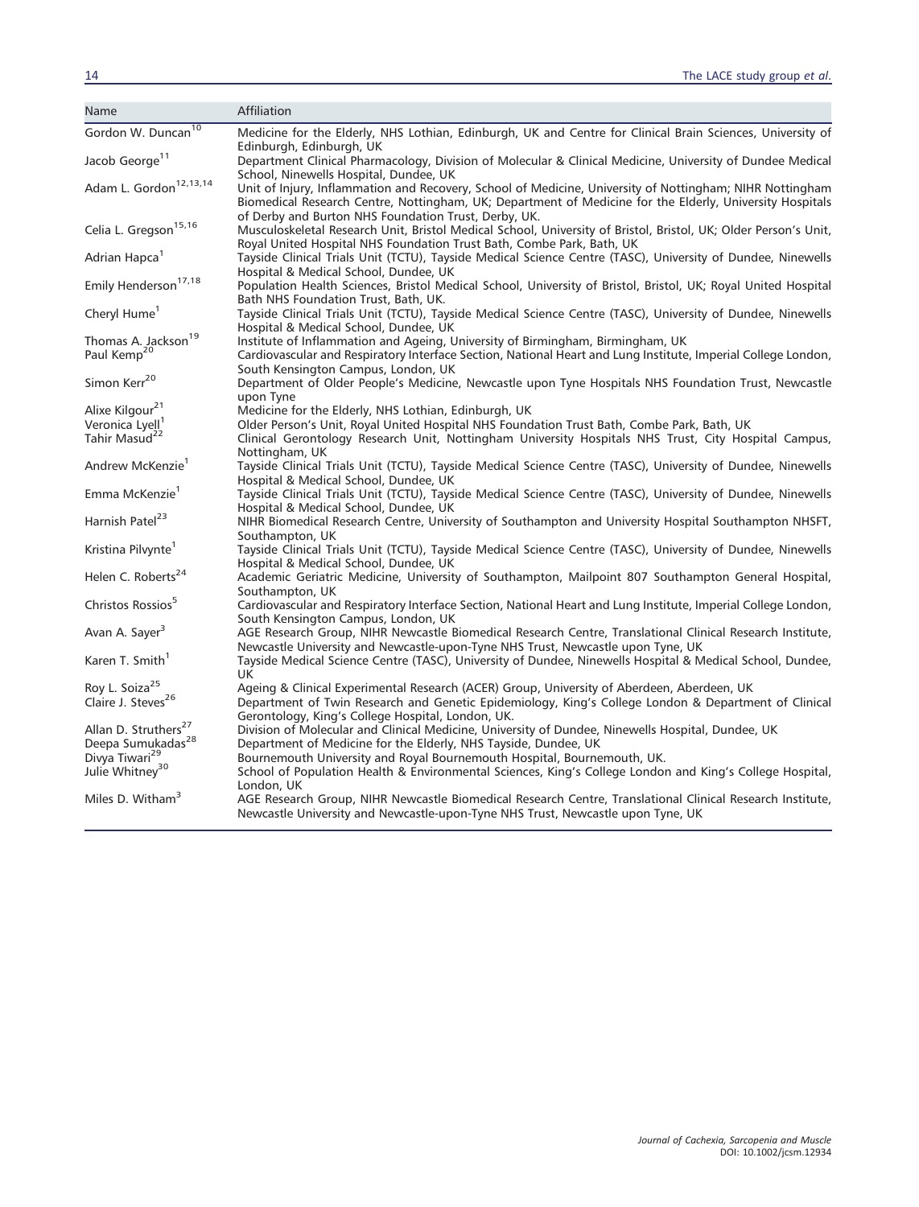| Name | Affiliation |
|---|---|
| Gordon W. Duncan[10] | Medicine for the Elderly, NHS Lothian, Edinburgh, UK and Centre for Clinical Brain Sciences, University of Edinburgh, Edinburgh, UK |
| Jacob George[11] | Department Clinical Pharmacology, Division of Molecular & Clinical Medicine, University of Dundee Medical School, Ninewells Hospital, Dundee, UK |
| Adam L. Gordon[12,13,14] | Unit of Injury, Inflammation and Recovery, School of Medicine, University of Nottingham; NIHR Nottingham Biomedical Research Centre, Nottingham, UK; Department of Medicine for the Elderly, University Hospitals of Derby and Burton NHS Foundation Trust, Derby, UK. |
| Celia L. Gregson[15,16] | Musculoskeletal Research Unit, Bristol Medical School, University of Bristol, Bristol, UK; Older Person's Unit, Royal United Hospital NHS Foundation Trust Bath, Combe Park, Bath, UK |
| Adrian Hapca[1] | Tayside Clinical Trials Unit (TCTU), Tayside Medical Science Centre (TASC), University of Dundee, Ninewells Hospital & Medical School, Dundee, UK |
| Emily Henderson[17,18] | Population Health Sciences, Bristol Medical School, University of Bristol, Bristol, UK; Royal United Hospital Bath NHS Foundation Trust, Bath, UK. |
| Cheryl Hume[1] | Tayside Clinical Trials Unit (TCTU), Tayside Medical Science Centre (TASC), University of Dundee, Ninewells Hospital & Medical School, Dundee, UK |
| Thomas A. Jackson[19] | Institute of Inflammation and Ageing, University of Birmingham, Birmingham, UK |
| Paul Kemp[20] | Cardiovascular and Respiratory Interface Section, National Heart and Lung Institute, Imperial College London, South Kensington Campus, London, UK |
| Simon Kerr[20] | Department of Older People's Medicine, Newcastle upon Tyne Hospitals NHS Foundation Trust, Newcastle upon Tyne |
| Alixe Kilgour[21] | Medicine for the Elderly, NHS Lothian, Edinburgh, UK |
| Veronica Lyell[1] | Older Person's Unit, Royal United Hospital NHS Foundation Trust Bath, Combe Park, Bath, UK |
| Tahir Masud[22] | Clinical Gerontology Research Unit, Nottingham University Hospitals NHS Trust, City Hospital Campus, Nottingham, UK |
| Andrew McKenzie[1] | Tayside Clinical Trials Unit (TCTU), Tayside Medical Science Centre (TASC), University of Dundee, Ninewells Hospital & Medical School, Dundee, UK |
| Emma McKenzie[1] | Tayside Clinical Trials Unit (TCTU), Tayside Medical Science Centre (TASC), University of Dundee, Ninewells Hospital & Medical School, Dundee, UK |
| Harnish Patel[23] | NIHR Biomedical Research Centre, University of Southampton and University Hospital Southampton NHSFT, Southampton, UK |
| Kristina Pilvynte[1] | Tayside Clinical Trials Unit (TCTU), Tayside Medical Science Centre (TASC), University of Dundee, Ninewells Hospital & Medical School, Dundee, UK |
| Helen C. Roberts[24] | Academic Geriatric Medicine, University of Southampton, Mailpoint 807 Southampton General Hospital, Southampton, UK |
| Christos Rossios[5] | Cardiovascular and Respiratory Interface Section, National Heart and Lung Institute, Imperial College London, South Kensington Campus, London, UK |
| Avan A. Sayer[3] | AGE Research Group, NIHR Newcastle Biomedical Research Centre, Translational Clinical Research Institute, Newcastle University and Newcastle-upon-Tyne NHS Trust, Newcastle upon Tyne, UK |
| Karen T. Smith[1] | Tayside Medical Science Centre (TASC), University of Dundee, Ninewells Hospital & Medical School, Dundee, UK |
| Roy L. Soiza[25] | Ageing & Clinical Experimental Research (ACER) Group, University of Aberdeen, Aberdeen, UK |
| Claire J. Steves[26] | Department of Twin Research and Genetic Epidemiology, King's College London & Department of Clinical Gerontology, King's College Hospital, London, UK. |
| Allan D. Struthers[27] | Division of Molecular and Clinical Medicine, University of Dundee, Ninewells Hospital, Dundee, UK |
| Deepa Sumukadas[28] | Department of Medicine for the Elderly, NHS Tayside, Dundee, UK |
| Divya Tiwari[29] | Bournemouth University and Royal Bournemouth Hospital, Bournemouth, UK. |
| Julie Whitney[30] | School of Population Health & Environmental Sciences, King's College London and King's College Hospital, London, UK |
| Miles D. Witham[3] | AGE Research Group, NIHR Newcastle Biomedical Research Centre, Translational Clinical Research Institute, Newcastle University and Newcastle-upon-Tyne NHS Trust, Newcastle upon Tyne, UK |